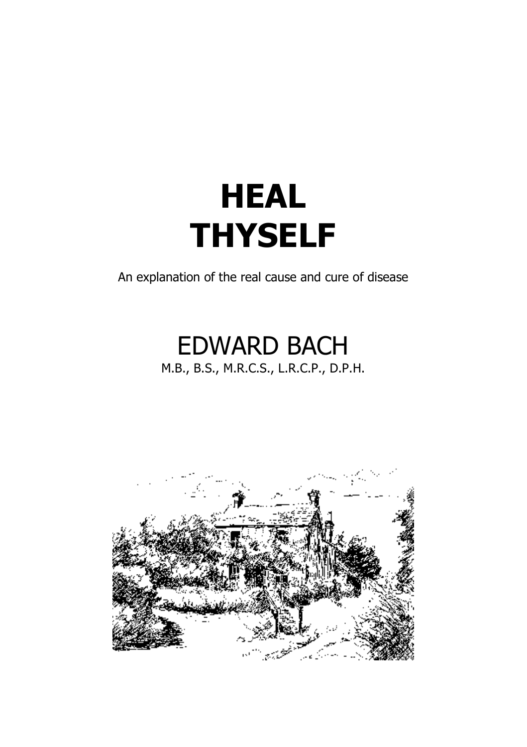# HEAL THYSELF

An explanation of the real cause and cure of disease

## EDWARD BACH

M.B., B.S., M.R.C.S., L.R.C.P., D.P.H.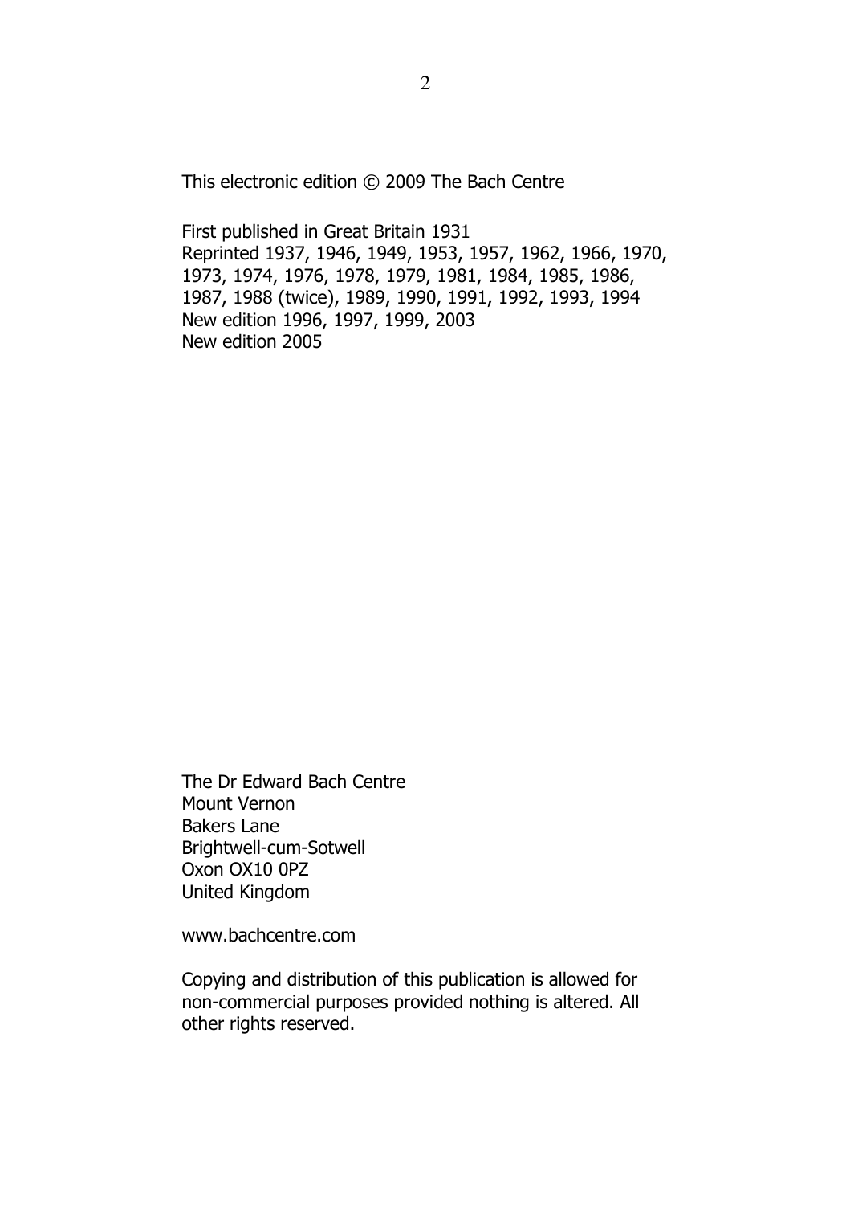This electronic edition © 2009 The Bach Centre

First published in Great Britain 1931
Reprinted 1937, 1946, 1949, 1953, 1957, 1962, 1966, 1970, 1973, 1974, 1976, 1978, 1979, 1981, 1984, 1985, 1986, 1987, 1988 (twice), 1989, 1990, 1991, 1992, 1993, 1994
New edition 1996, 1997, 1999, 2003
New edition 2005

The Dr Edward Bach Centre
Mount Vernon
Bakers Lane
Brightwell-cum-Sotwell
Oxon OX10 0PZ
United Kingdom

www.bachcentre.com

Copying and distribution of this publication is allowed for non-commercial purposes provided nothing is altered. All other rights reserved.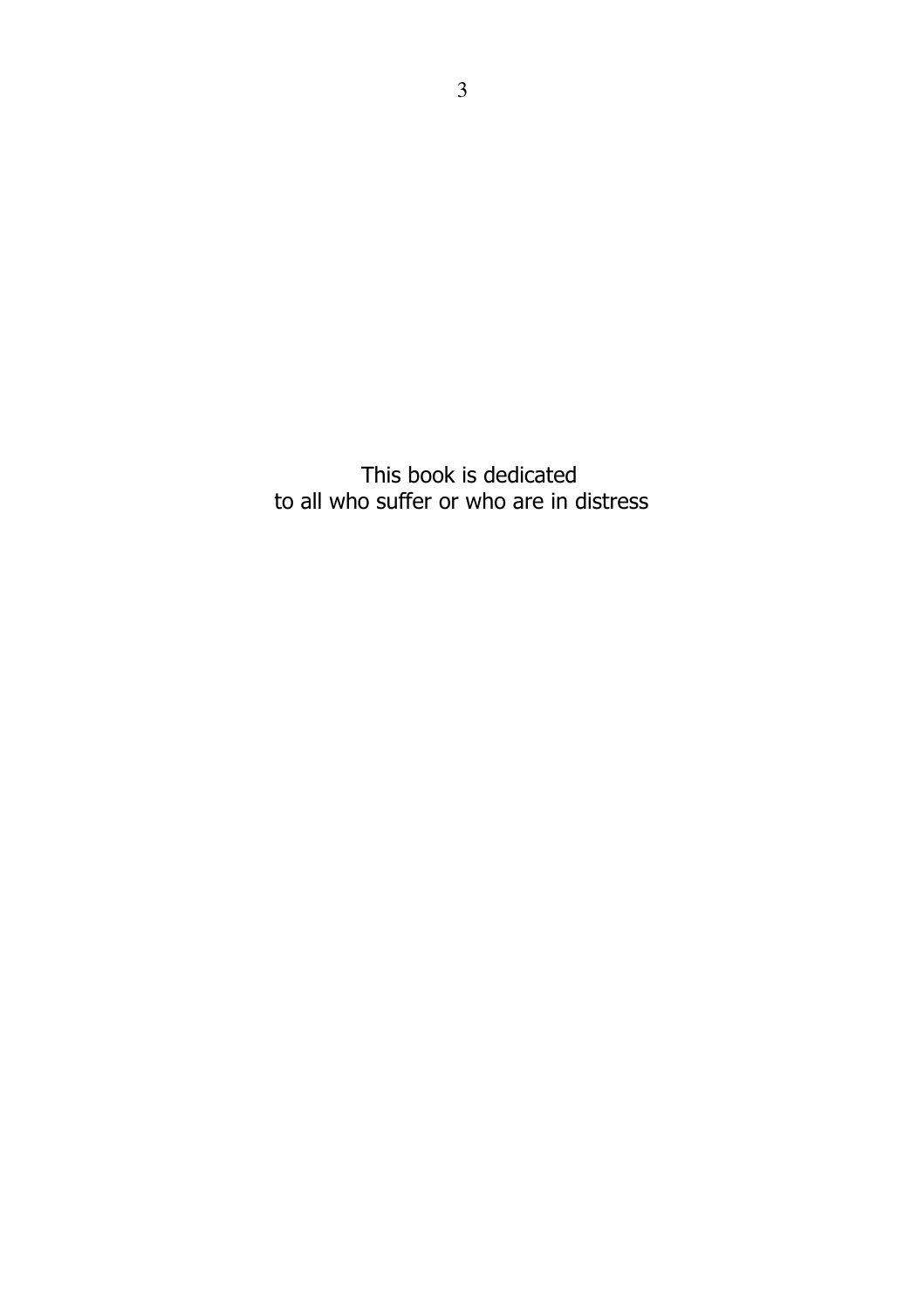This book is dedicated
to all who suffer or who are in distress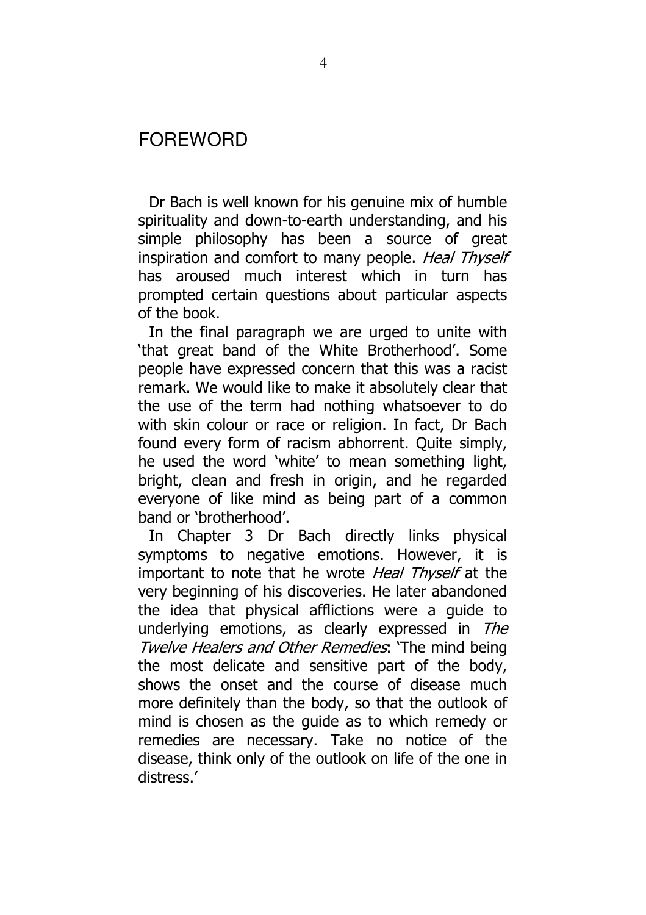# FOREWORD

Dr Bach is well known for his genuine mix of humble spirituality and down-to-earth understanding, and his simple philosophy has been a source of great inspiration and comfort to many people. *Heal Thyself* has aroused much interest which in turn has prompted certain questions about particular aspects of the book.

In the final paragraph we are urged to unite with 'that great band of the White Brotherhood'. Some people have expressed concern that this was a racist remark. We would like to make it absolutely clear that the use of the term had nothing whatsoever to do with skin colour or race or religion. In fact, Dr Bach found every form of racism abhorrent. Quite simply, he used the word 'white' to mean something light, bright, clean and fresh in origin, and he regarded everyone of like mind as being part of a common band or 'brotherhood'.

In Chapter 3 Dr Bach directly links physical symptoms to negative emotions. However, it is important to note that he wrote *Heal Thyself* at the very beginning of his discoveries. He later abandoned the idea that physical afflictions were a guide to underlying emotions, as clearly expressed in *The Twelve Healers and Other Remedies*: 'The mind being the most delicate and sensitive part of the body, shows the onset and the course of disease much more definitely than the body, so that the outlook of mind is chosen as the guide as to which remedy or remedies are necessary. Take no notice of the disease, think only of the outlook on life of the one in distress.'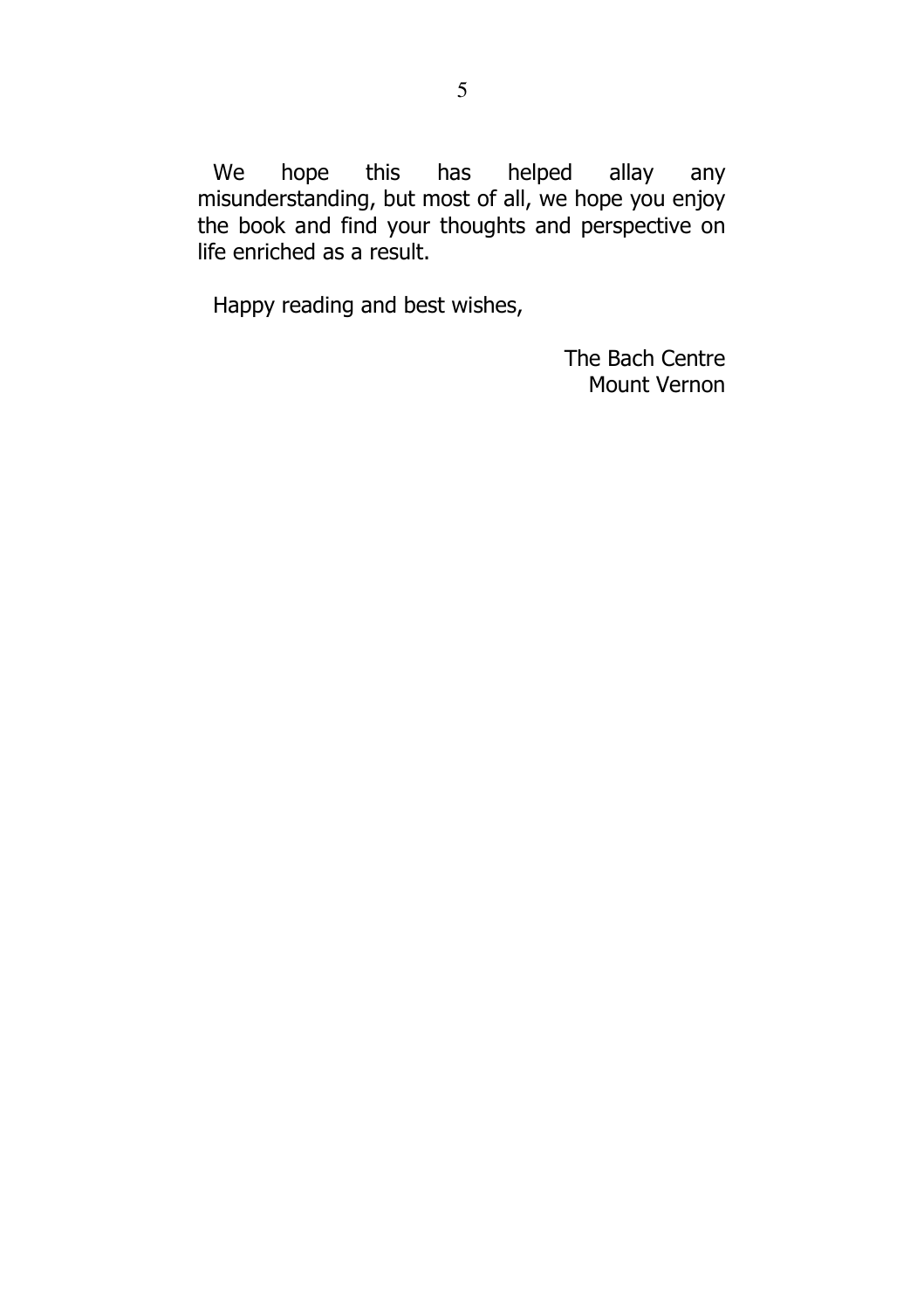We hope this has helped allay any misunderstanding, but most of all, we hope you enjoy the book and find your thoughts and perspective on life enriched as a result.

Happy reading and best wishes,

The Bach Centre
Mount Vernon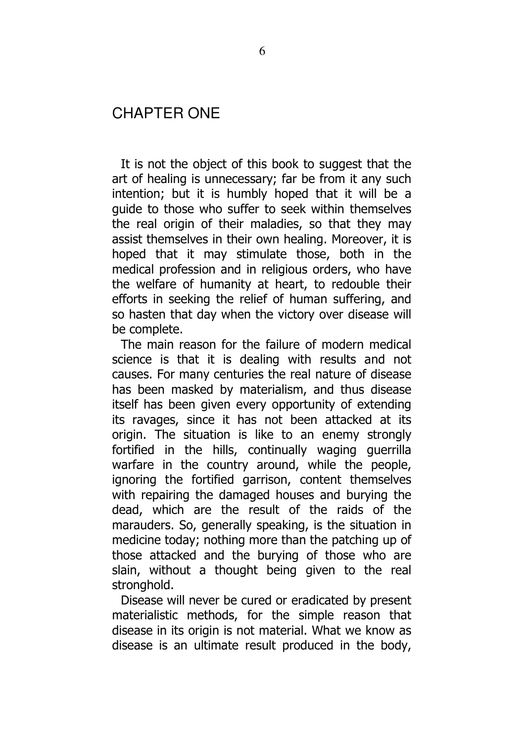# CHAPTER ONE

It is not the object of this book to suggest that the art of healing is unnecessary; far be from it any such intention; but it is humbly hoped that it will be a guide to those who suffer to seek within themselves the real origin of their maladies, so that they may assist themselves in their own healing. Moreover, it is hoped that it may stimulate those, both in the medical profession and in religious orders, who have the welfare of humanity at heart, to redouble their efforts in seeking the relief of human suffering, and so hasten that day when the victory over disease will be complete.

The main reason for the failure of modern medical science is that it is dealing with results and not causes. For many centuries the real nature of disease has been masked by materialism, and thus disease itself has been given every opportunity of extending its ravages, since it has not been attacked at its origin. The situation is like to an enemy strongly fortified in the hills, continually waging guerrilla warfare in the country around, while the people, ignoring the fortified garrison, content themselves with repairing the damaged houses and burying the dead, which are the result of the raids of the marauders. So, generally speaking, is the situation in medicine today; nothing more than the patching up of those attacked and the burying of those who are slain, without a thought being given to the real stronghold.

Disease will never be cured or eradicated by present materialistic methods, for the simple reason that disease in its origin is not material. What we know as disease is an ultimate result produced in the body,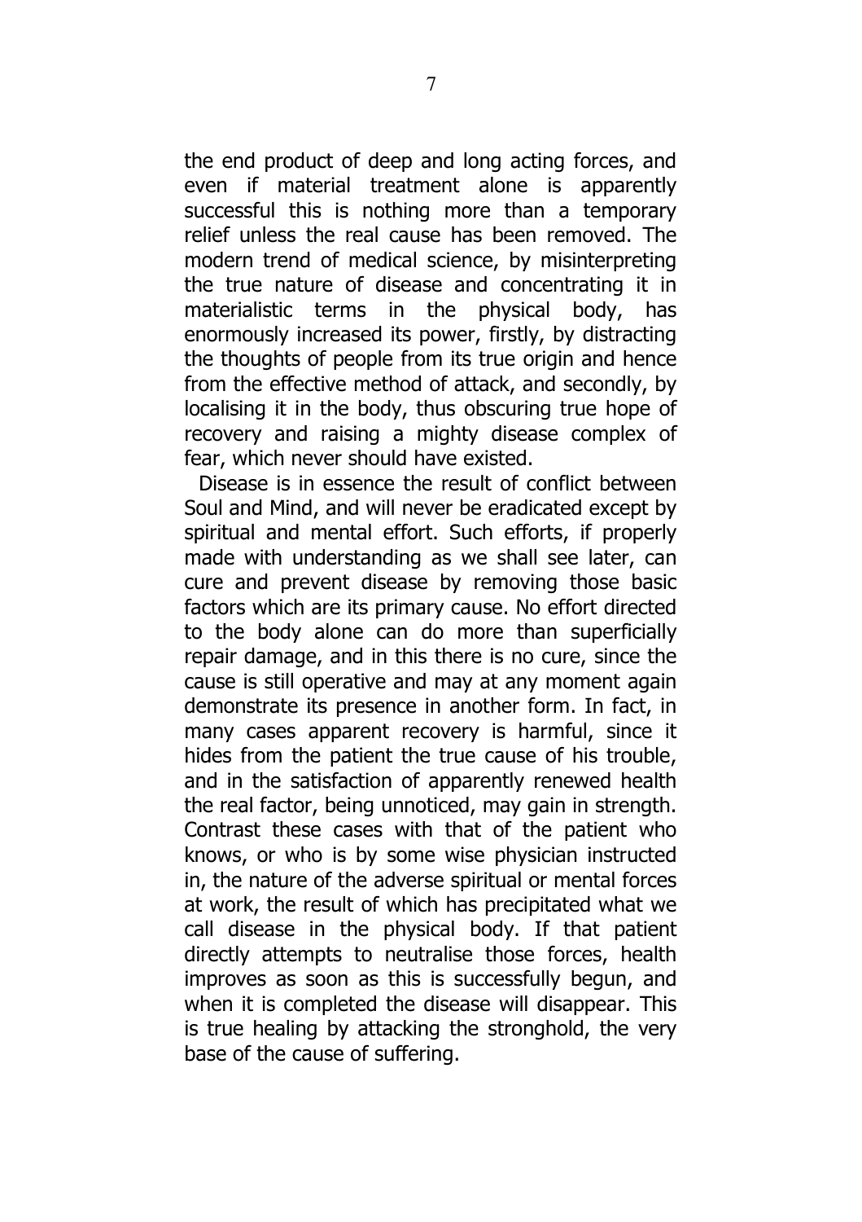the end product of deep and long acting forces, and even if material treatment alone is apparently successful this is nothing more than a temporary relief unless the real cause has been removed. The modern trend of medical science, by misinterpreting the true nature of disease and concentrating it in materialistic terms in the physical body, has enormously increased its power, firstly, by distracting the thoughts of people from its true origin and hence from the effective method of attack, and secondly, by localising it in the body, thus obscuring true hope of recovery and raising a mighty disease complex of fear, which never should have existed.

Disease is in essence the result of conflict between Soul and Mind, and will never be eradicated except by spiritual and mental effort. Such efforts, if properly made with understanding as we shall see later, can cure and prevent disease by removing those basic factors which are its primary cause. No effort directed to the body alone can do more than superficially repair damage, and in this there is no cure, since the cause is still operative and may at any moment again demonstrate its presence in another form. In fact, in many cases apparent recovery is harmful, since it hides from the patient the true cause of his trouble, and in the satisfaction of apparently renewed health the real factor, being unnoticed, may gain in strength. Contrast these cases with that of the patient who knows, or who is by some wise physician instructed in, the nature of the adverse spiritual or mental forces at work, the result of which has precipitated what we call disease in the physical body. If that patient directly attempts to neutralise those forces, health improves as soon as this is successfully begun, and when it is completed the disease will disappear. This is true healing by attacking the stronghold, the very base of the cause of suffering.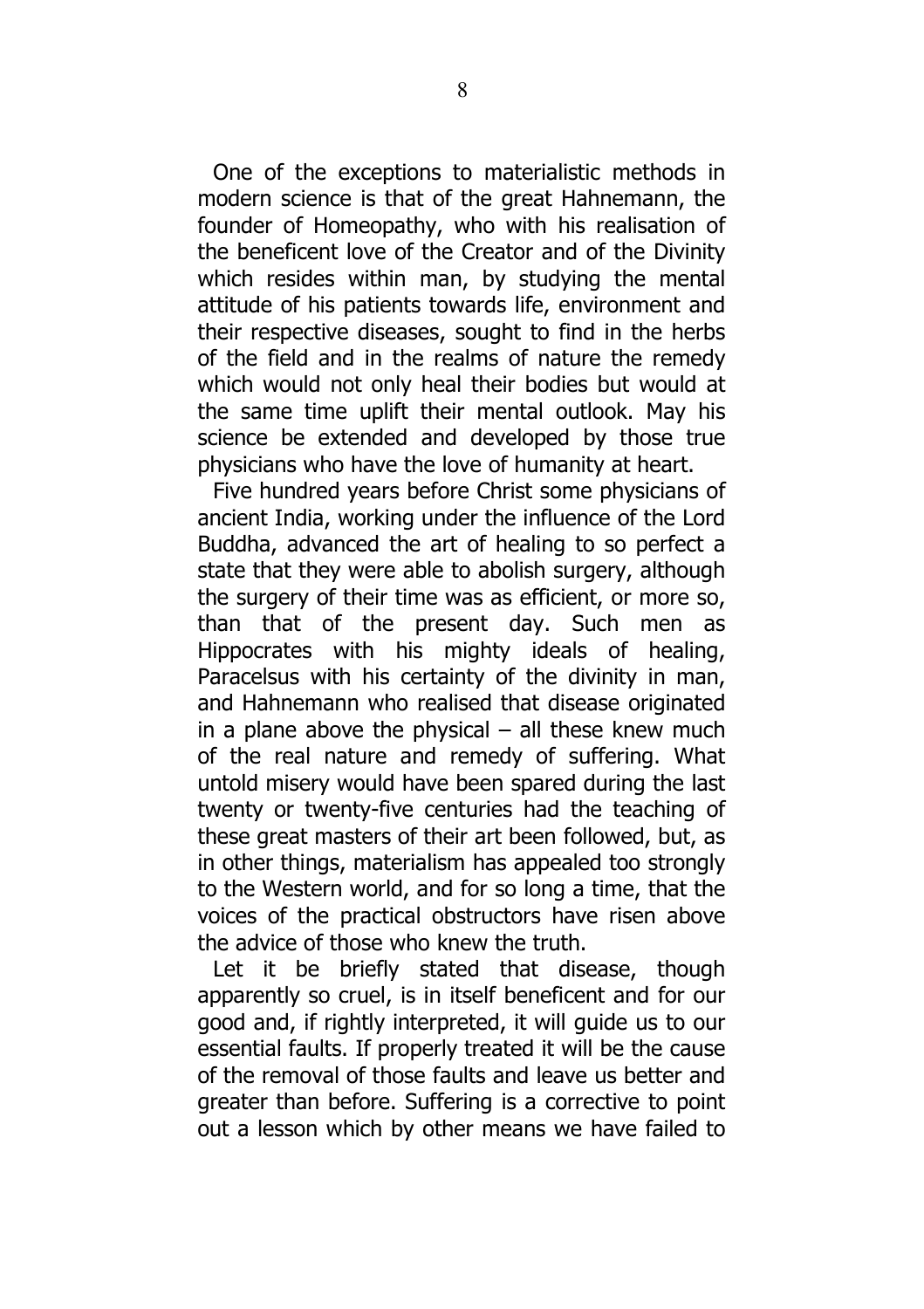One of the exceptions to materialistic methods in modern science is that of the great Hahnemann, the founder of Homeopathy, who with his realisation of the beneficent love of the Creator and of the Divinity which resides within man, by studying the mental attitude of his patients towards life, environment and their respective diseases, sought to find in the herbs of the field and in the realms of nature the remedy which would not only heal their bodies but would at the same time uplift their mental outlook. May his science be extended and developed by those true physicians who have the love of humanity at heart.

Five hundred years before Christ some physicians of ancient India, working under the influence of the Lord Buddha, advanced the art of healing to so perfect a state that they were able to abolish surgery, although the surgery of their time was as efficient, or more so, than that of the present day. Such men as Hippocrates with his mighty ideals of healing, Paracelsus with his certainty of the divinity in man, and Hahnemann who realised that disease originated in a plane above the physical – all these knew much of the real nature and remedy of suffering. What untold misery would have been spared during the last twenty or twenty-five centuries had the teaching of these great masters of their art been followed, but, as in other things, materialism has appealed too strongly to the Western world, and for so long a time, that the voices of the practical obstructors have risen above the advice of those who knew the truth.

Let it be briefly stated that disease, though apparently so cruel, is in itself beneficent and for our good and, if rightly interpreted, it will guide us to our essential faults. If properly treated it will be the cause of the removal of those faults and leave us better and greater than before. Suffering is a corrective to point out a lesson which by other means we have failed to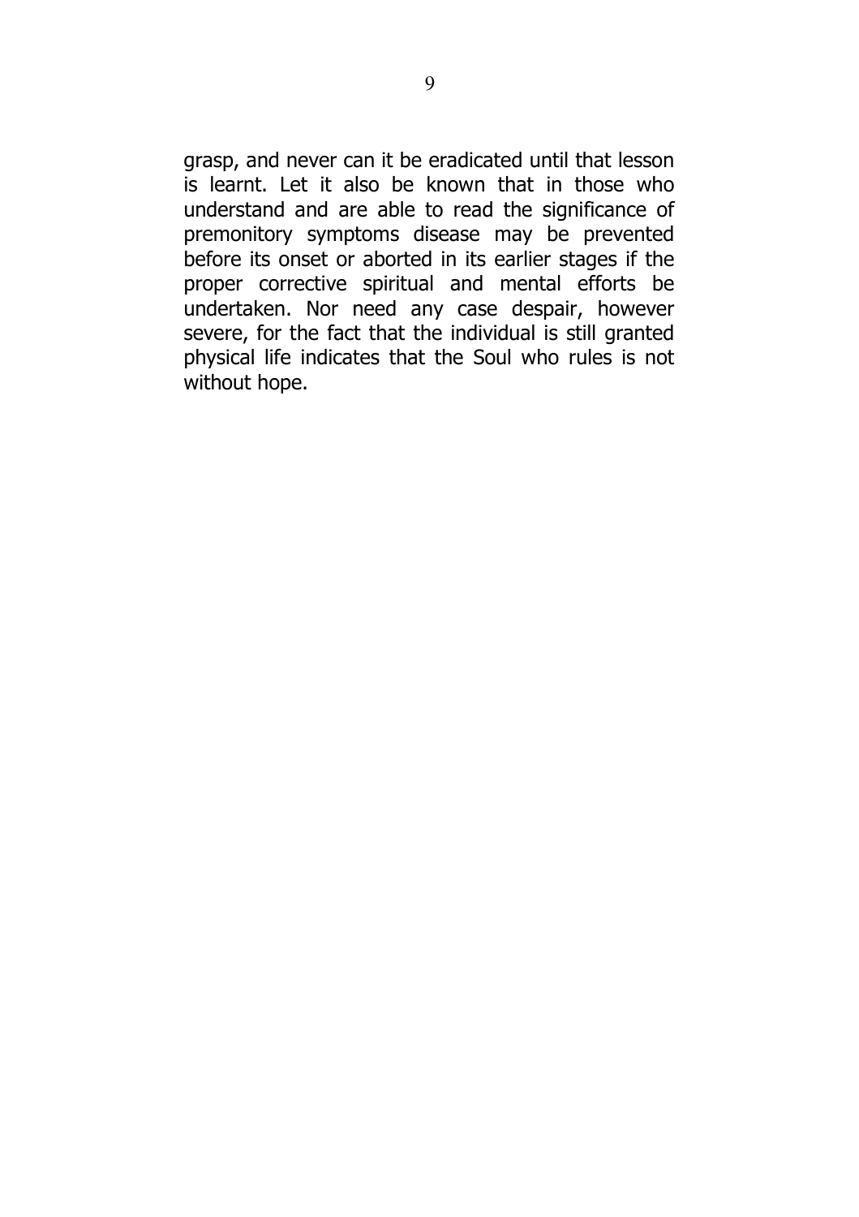grasp, and never can it be eradicated until that lesson is learnt. Let it also be known that in those who understand and are able to read the significance of premonitory symptoms disease may be prevented before its onset or aborted in its earlier stages if the proper corrective spiritual and mental efforts be undertaken. Nor need any case despair, however severe, for the fact that the individual is still granted physical life indicates that the Soul who rules is not without hope.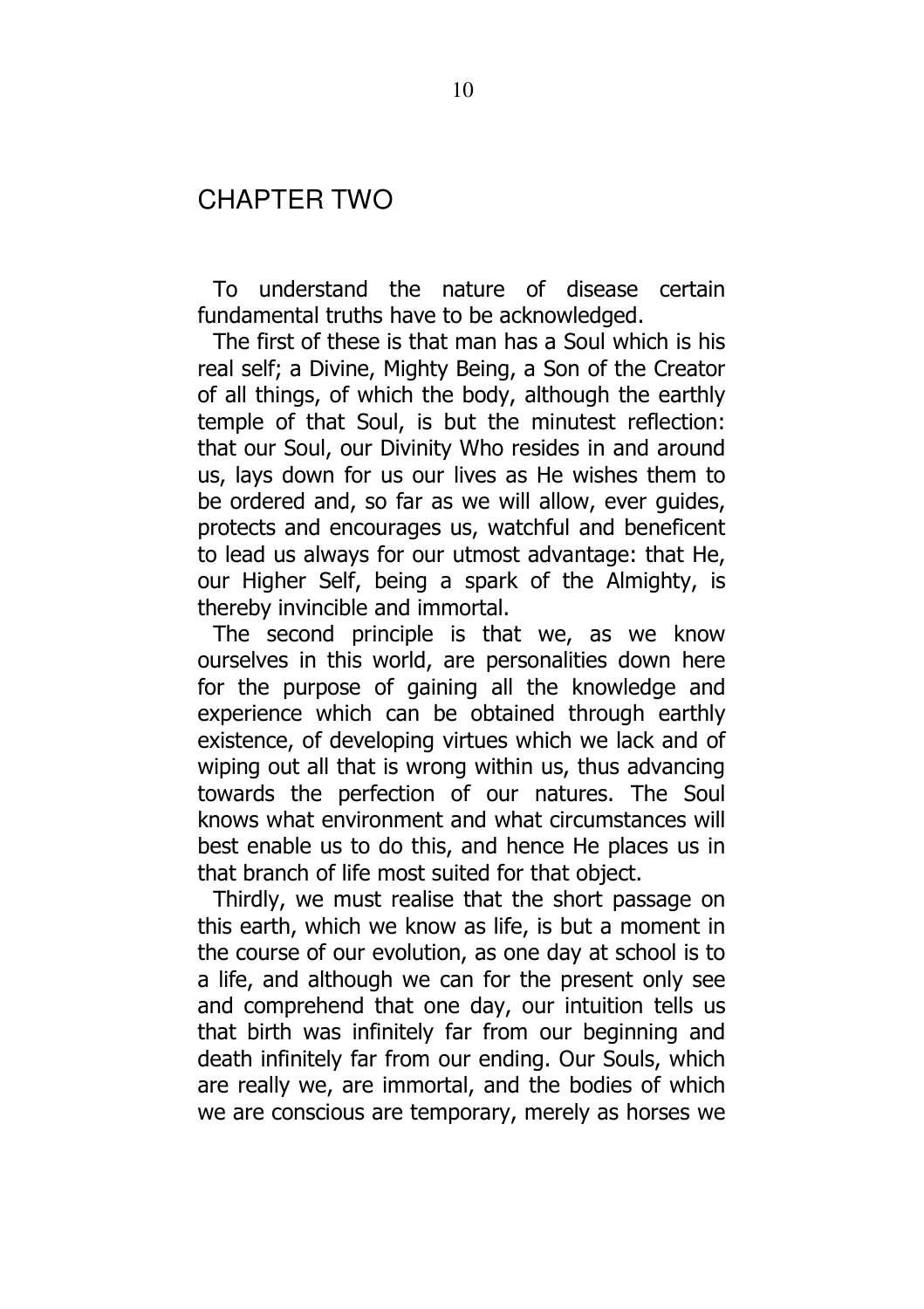## CHAPTER TWO

To understand the nature of disease certain fundamental truths have to be acknowledged.

The first of these is that man has a Soul which is his real self; a Divine, Mighty Being, a Son of the Creator of all things, of which the body, although the earthly temple of that Soul, is but the minutest reflection: that our Soul, our Divinity Who resides in and around us, lays down for us our lives as He wishes them to be ordered and, so far as we will allow, ever guides, protects and encourages us, watchful and beneficent to lead us always for our utmost advantage: that He, our Higher Self, being a spark of the Almighty, is thereby invincible and immortal.

The second principle is that we, as we know ourselves in this world, are personalities down here for the purpose of gaining all the knowledge and experience which can be obtained through earthly existence, of developing virtues which we lack and of wiping out all that is wrong within us, thus advancing towards the perfection of our natures. The Soul knows what environment and what circumstances will best enable us to do this, and hence He places us in that branch of life most suited for that object.

Thirdly, we must realise that the short passage on this earth, which we know as life, is but a moment in the course of our evolution, as one day at school is to a life, and although we can for the present only see and comprehend that one day, our intuition tells us that birth was infinitely far from our beginning and death infinitely far from our ending. Our Souls, which are really we, are immortal, and the bodies of which we are conscious are temporary, merely as horses we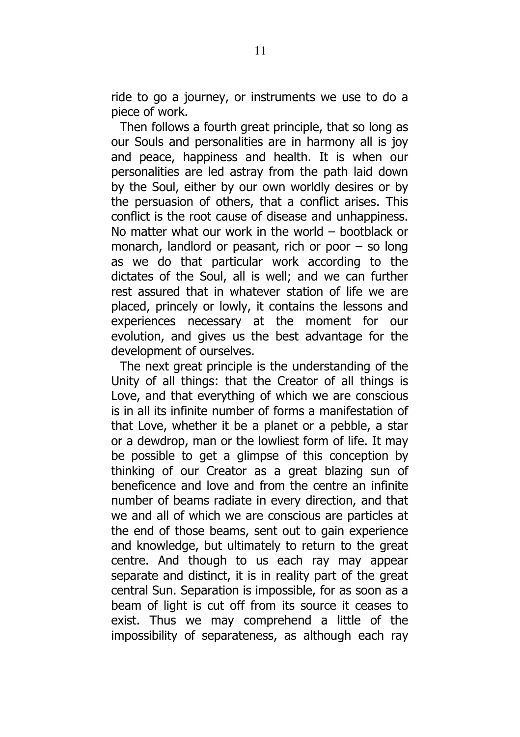ride to go a journey, or instruments we use to do a piece of work.

Then follows a fourth great principle, that so long as our Souls and personalities are in harmony all is joy and peace, happiness and health. It is when our personalities are led astray from the path laid down by the Soul, either by our own worldly desires or by the persuasion of others, that a conflict arises. This conflict is the root cause of disease and unhappiness. No matter what our work in the world – bootblack or monarch, landlord or peasant, rich or poor – so long as we do that particular work according to the dictates of the Soul, all is well; and we can further rest assured that in whatever station of life we are placed, princely or lowly, it contains the lessons and experiences necessary at the moment for our evolution, and gives us the best advantage for the development of ourselves.

The next great principle is the understanding of the Unity of all things: that the Creator of all things is Love, and that everything of which we are conscious is in all its infinite number of forms a manifestation of that Love, whether it be a planet or a pebble, a star or a dewdrop, man or the lowliest form of life. It may be possible to get a glimpse of this conception by thinking of our Creator as a great blazing sun of beneficence and love and from the centre an infinite number of beams radiate in every direction, and that we and all of which we are conscious are particles at the end of those beams, sent out to gain experience and knowledge, but ultimately to return to the great centre. And though to us each ray may appear separate and distinct, it is in reality part of the great central Sun. Separation is impossible, for as soon as a beam of light is cut off from its source it ceases to exist. Thus we may comprehend a little of the impossibility of separateness, as although each ray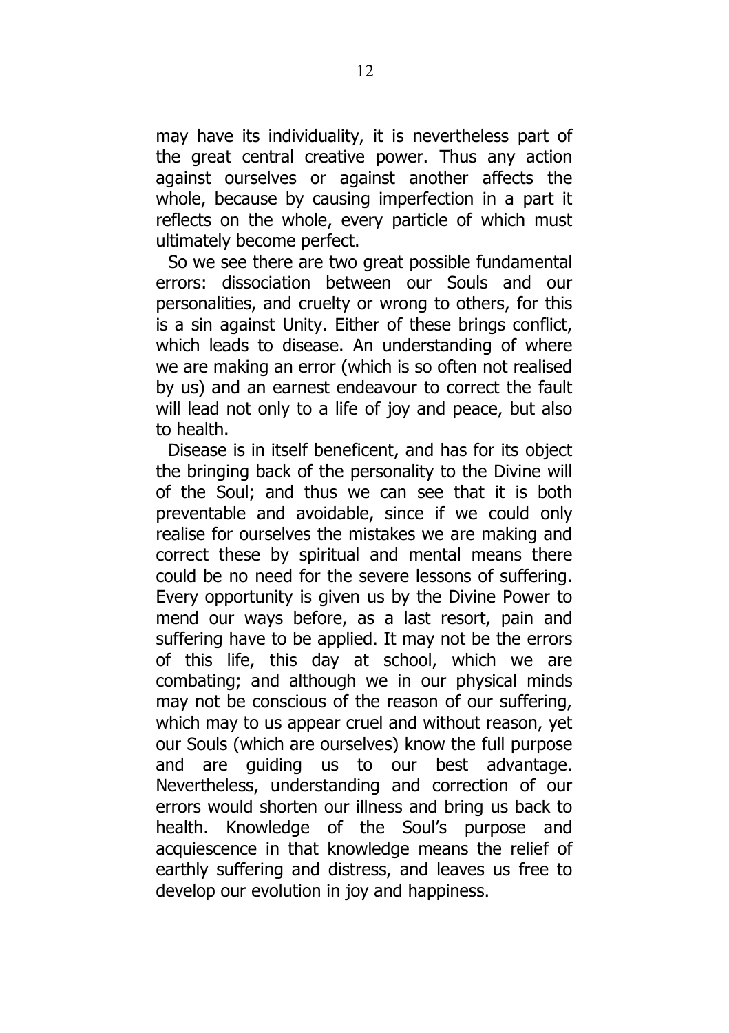may have its individuality, it is nevertheless part of the great central creative power. Thus any action against ourselves or against another affects the whole, because by causing imperfection in a part it reflects on the whole, every particle of which must ultimately become perfect.

So we see there are two great possible fundamental errors: dissociation between our Souls and our personalities, and cruelty or wrong to others, for this is a sin against Unity. Either of these brings conflict, which leads to disease. An understanding of where we are making an error (which is so often not realised by us) and an earnest endeavour to correct the fault will lead not only to a life of joy and peace, but also to health.

Disease is in itself beneficent, and has for its object the bringing back of the personality to the Divine will of the Soul; and thus we can see that it is both preventable and avoidable, since if we could only realise for ourselves the mistakes we are making and correct these by spiritual and mental means there could be no need for the severe lessons of suffering. Every opportunity is given us by the Divine Power to mend our ways before, as a last resort, pain and suffering have to be applied. It may not be the errors of this life, this day at school, which we are combating; and although we in our physical minds may not be conscious of the reason of our suffering, which may to us appear cruel and without reason, yet our Souls (which are ourselves) know the full purpose and are guiding us to our best advantage. Nevertheless, understanding and correction of our errors would shorten our illness and bring us back to health. Knowledge of the Soul's purpose and acquiescence in that knowledge means the relief of earthly suffering and distress, and leaves us free to develop our evolution in joy and happiness.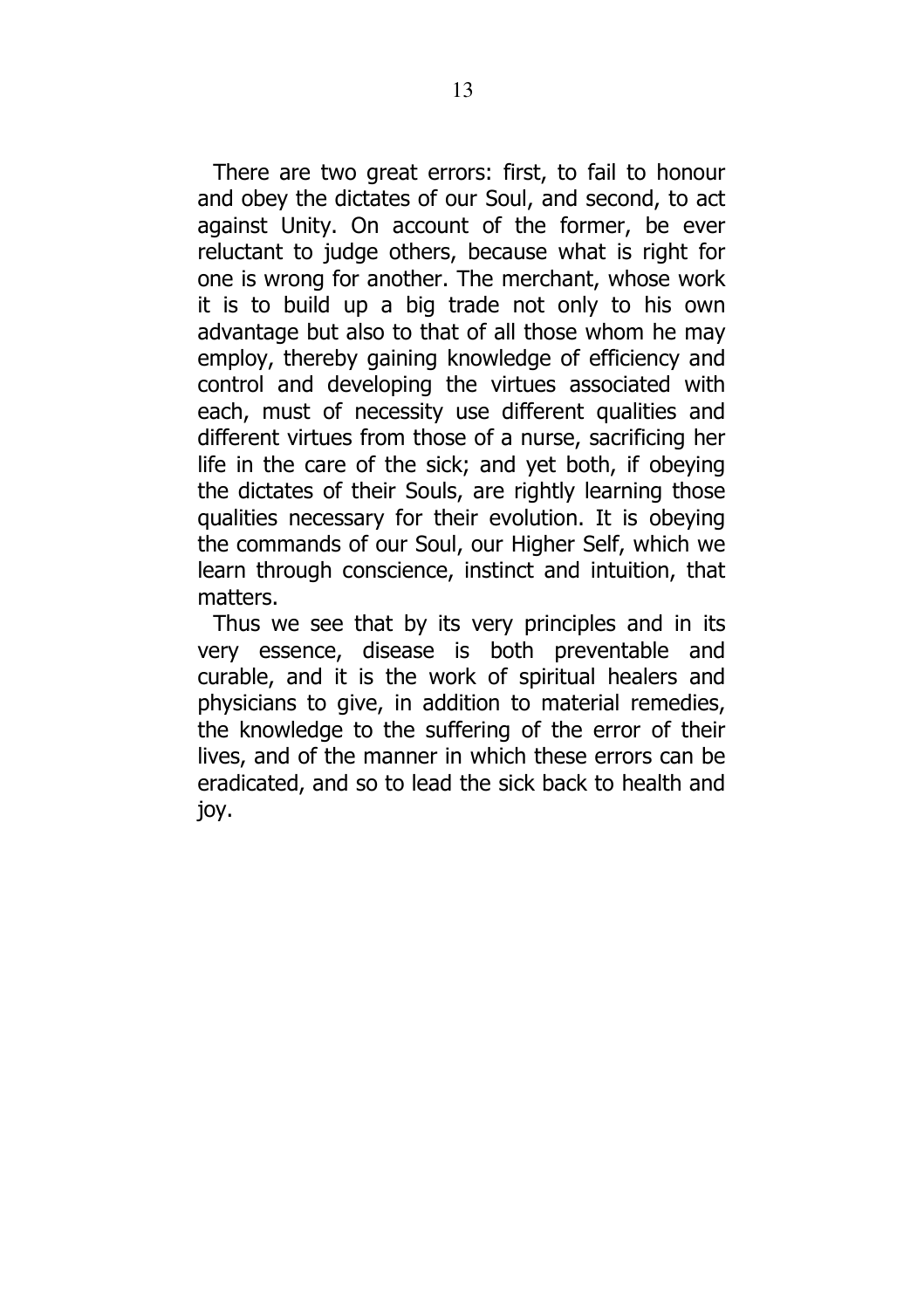There are two great errors: first, to fail to honour and obey the dictates of our Soul, and second, to act against Unity. On account of the former, be ever reluctant to judge others, because what is right for one is wrong for another. The merchant, whose work it is to build up a big trade not only to his own advantage but also to that of all those whom he may employ, thereby gaining knowledge of efficiency and control and developing the virtues associated with each, must of necessity use different qualities and different virtues from those of a nurse, sacrificing her life in the care of the sick; and yet both, if obeying the dictates of their Souls, are rightly learning those qualities necessary for their evolution. It is obeying the commands of our Soul, our Higher Self, which we learn through conscience, instinct and intuition, that matters.

Thus we see that by its very principles and in its very essence, disease is both preventable and curable, and it is the work of spiritual healers and physicians to give, in addition to material remedies, the knowledge to the suffering of the error of their lives, and of the manner in which these errors can be eradicated, and so to lead the sick back to health and joy.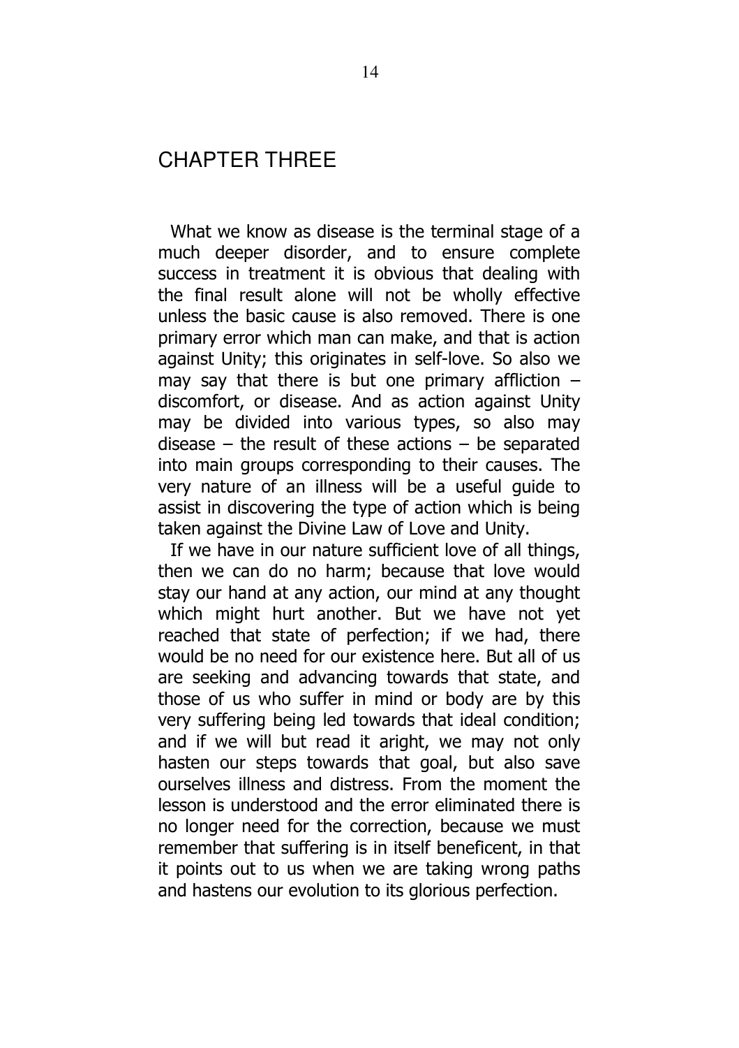## CHAPTER THREE

What we know as disease is the terminal stage of a much deeper disorder, and to ensure complete success in treatment it is obvious that dealing with the final result alone will not be wholly effective unless the basic cause is also removed. There is one primary error which man can make, and that is action against Unity; this originates in self-love. So also we may say that there is but one primary affliction – discomfort, or disease. And as action against Unity may be divided into various types, so also may disease – the result of these actions – be separated into main groups corresponding to their causes. The very nature of an illness will be a useful guide to assist in discovering the type of action which is being taken against the Divine Law of Love and Unity.

If we have in our nature sufficient love of all things, then we can do no harm; because that love would stay our hand at any action, our mind at any thought which might hurt another. But we have not yet reached that state of perfection; if we had, there would be no need for our existence here. But all of us are seeking and advancing towards that state, and those of us who suffer in mind or body are by this very suffering being led towards that ideal condition; and if we will but read it aright, we may not only hasten our steps towards that goal, but also save ourselves illness and distress. From the moment the lesson is understood and the error eliminated there is no longer need for the correction, because we must remember that suffering is in itself beneficent, in that it points out to us when we are taking wrong paths and hastens our evolution to its glorious perfection.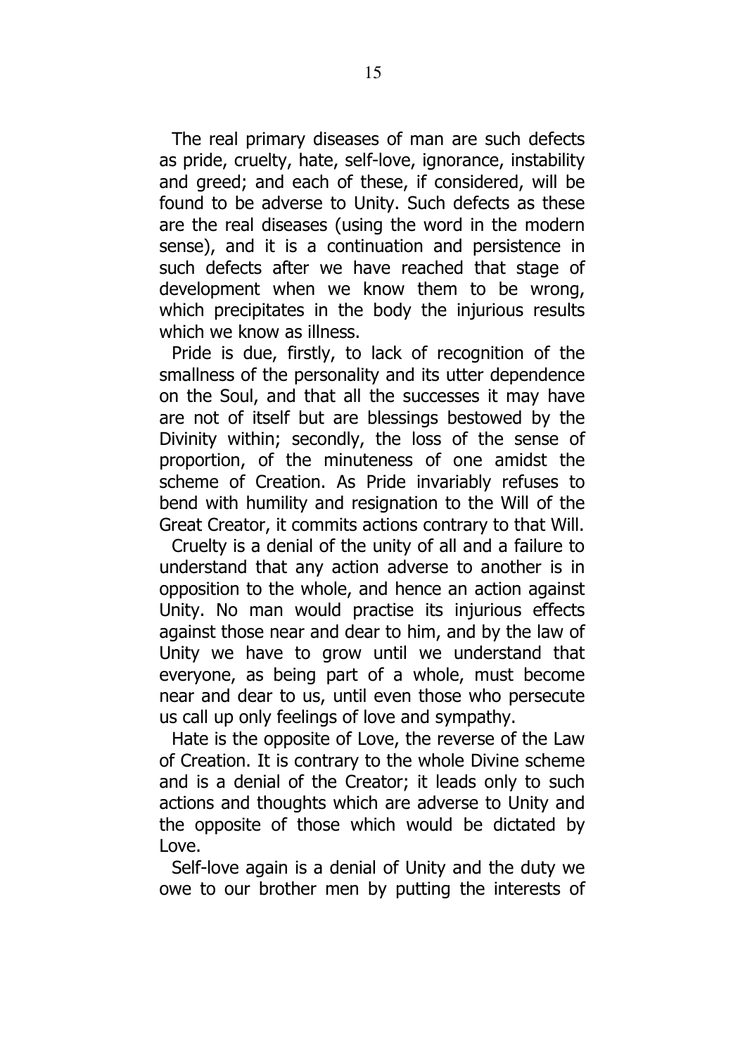The real primary diseases of man are such defects as pride, cruelty, hate, self-love, ignorance, instability and greed; and each of these, if considered, will be found to be adverse to Unity. Such defects as these are the real diseases (using the word in the modern sense), and it is a continuation and persistence in such defects after we have reached that stage of development when we know them to be wrong, which precipitates in the body the injurious results which we know as illness.

Pride is due, firstly, to lack of recognition of the smallness of the personality and its utter dependence on the Soul, and that all the successes it may have are not of itself but are blessings bestowed by the Divinity within; secondly, the loss of the sense of proportion, of the minuteness of one amidst the scheme of Creation. As Pride invariably refuses to bend with humility and resignation to the Will of the Great Creator, it commits actions contrary to that Will.

Cruelty is a denial of the unity of all and a failure to understand that any action adverse to another is in opposition to the whole, and hence an action against Unity. No man would practise its injurious effects against those near and dear to him, and by the law of Unity we have to grow until we understand that everyone, as being part of a whole, must become near and dear to us, until even those who persecute us call up only feelings of love and sympathy.

Hate is the opposite of Love, the reverse of the Law of Creation. It is contrary to the whole Divine scheme and is a denial of the Creator; it leads only to such actions and thoughts which are adverse to Unity and the opposite of those which would be dictated by Love.

Self-love again is a denial of Unity and the duty we owe to our brother men by putting the interests of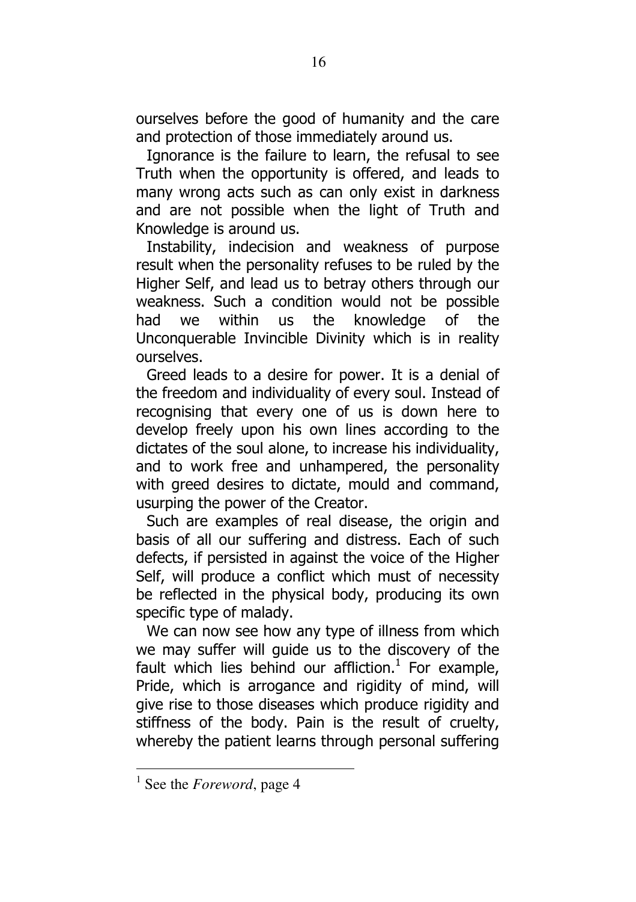ourselves before the good of humanity and the care and protection of those immediately around us.

Ignorance is the failure to learn, the refusal to see Truth when the opportunity is offered, and leads to many wrong acts such as can only exist in darkness and are not possible when the light of Truth and Knowledge is around us.

Instability, indecision and weakness of purpose result when the personality refuses to be ruled by the Higher Self, and lead us to betray others through our weakness. Such a condition would not be possible had we within us the knowledge of the Unconquerable Invincible Divinity which is in reality ourselves.

Greed leads to a desire for power. It is a denial of the freedom and individuality of every soul. Instead of recognising that every one of us is down here to develop freely upon his own lines according to the dictates of the soul alone, to increase his individuality, and to work free and unhampered, the personality with greed desires to dictate, mould and command, usurping the power of the Creator.

Such are examples of real disease, the origin and basis of all our suffering and distress. Each of such defects, if persisted in against the voice of the Higher Self, will produce a conflict which must of necessity be reflected in the physical body, producing its own specific type of malady.

We can now see how any type of illness from which we may suffer will guide us to the discovery of the fault which lies behind our affliction.[1] For example, Pride, which is arrogance and rigidity of mind, will give rise to those diseases which produce rigidity and stiffness of the body. Pain is the result of cruelty, whereby the patient learns through personal suffering

---

[1] See the *Foreword*, page 4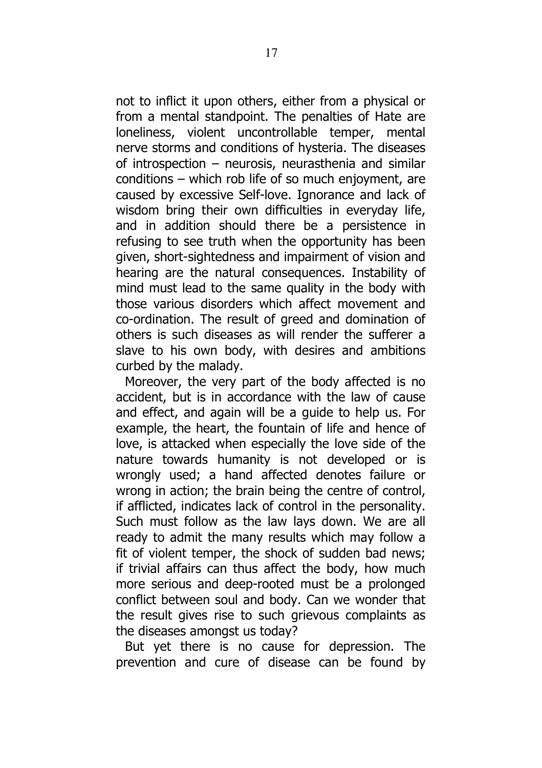not to inflict it upon others, either from a physical or from a mental standpoint. The penalties of Hate are loneliness, violent uncontrollable temper, mental nerve storms and conditions of hysteria. The diseases of introspection – neurosis, neurasthenia and similar conditions – which rob life of so much enjoyment, are caused by excessive Self-love. Ignorance and lack of wisdom bring their own difficulties in everyday life, and in addition should there be a persistence in refusing to see truth when the opportunity has been given, short-sightedness and impairment of vision and hearing are the natural consequences. Instability of mind must lead to the same quality in the body with those various disorders which affect movement and co-ordination. The result of greed and domination of others is such diseases as will render the sufferer a slave to his own body, with desires and ambitions curbed by the malady.

Moreover, the very part of the body affected is no accident, but is in accordance with the law of cause and effect, and again will be a guide to help us. For example, the heart, the fountain of life and hence of love, is attacked when especially the love side of the nature towards humanity is not developed or is wrongly used; a hand affected denotes failure or wrong in action; the brain being the centre of control, if afflicted, indicates lack of control in the personality. Such must follow as the law lays down. We are all ready to admit the many results which may follow a fit of violent temper, the shock of sudden bad news; if trivial affairs can thus affect the body, how much more serious and deep-rooted must be a prolonged conflict between soul and body. Can we wonder that the result gives rise to such grievous complaints as the diseases amongst us today?

But yet there is no cause for depression. The prevention and cure of disease can be found by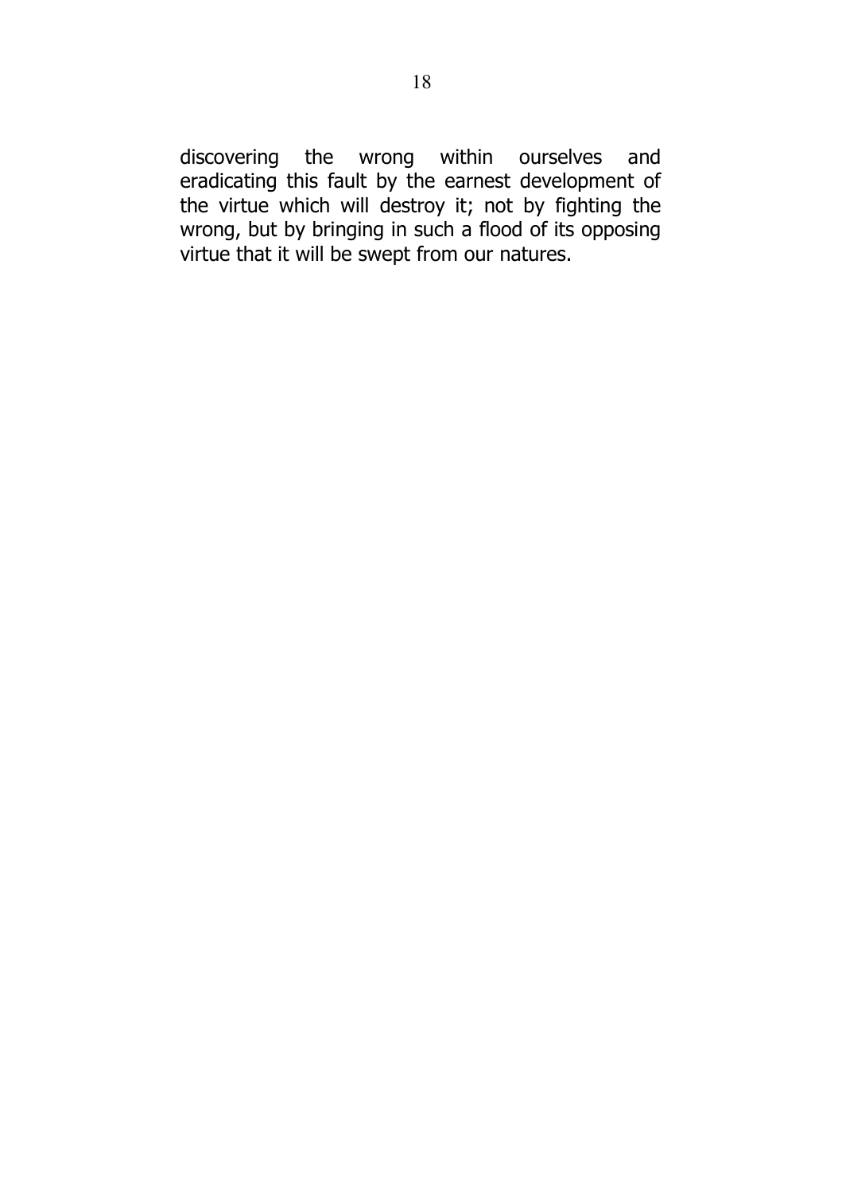discovering the wrong within ourselves and eradicating this fault by the earnest development of the virtue which will destroy it; not by fighting the wrong, but by bringing in such a flood of its opposing virtue that it will be swept from our natures.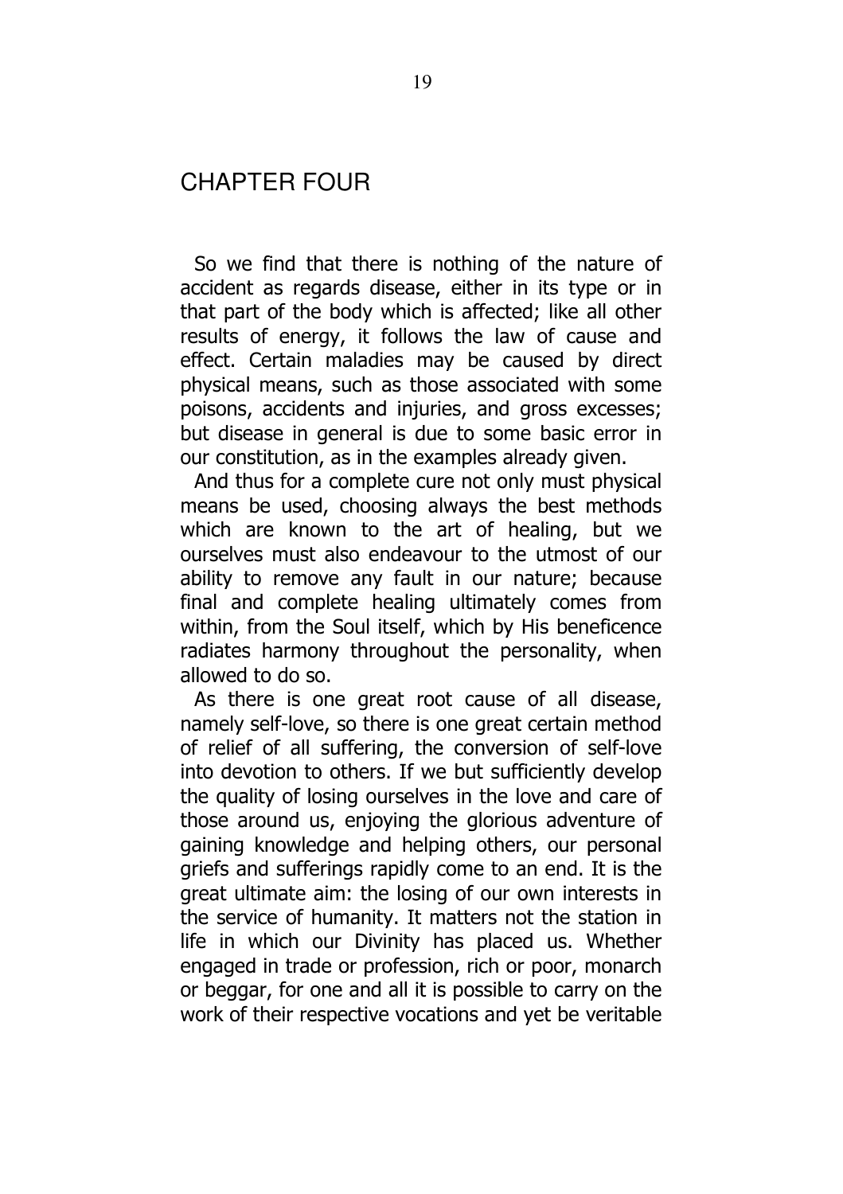# CHAPTER FOUR

So we find that there is nothing of the nature of accident as regards disease, either in its type or in that part of the body which is affected; like all other results of energy, it follows the law of cause and effect. Certain maladies may be caused by direct physical means, such as those associated with some poisons, accidents and injuries, and gross excesses; but disease in general is due to some basic error in our constitution, as in the examples already given.

And thus for a complete cure not only must physical means be used, choosing always the best methods which are known to the art of healing, but we ourselves must also endeavour to the utmost of our ability to remove any fault in our nature; because final and complete healing ultimately comes from within, from the Soul itself, which by His beneficence radiates harmony throughout the personality, when allowed to do so.

As there is one great root cause of all disease, namely self-love, so there is one great certain method of relief of all suffering, the conversion of self-love into devotion to others. If we but sufficiently develop the quality of losing ourselves in the love and care of those around us, enjoying the glorious adventure of gaining knowledge and helping others, our personal griefs and sufferings rapidly come to an end. It is the great ultimate aim: the losing of our own interests in the service of humanity. It matters not the station in life in which our Divinity has placed us. Whether engaged in trade or profession, rich or poor, monarch or beggar, for one and all it is possible to carry on the work of their respective vocations and yet be veritable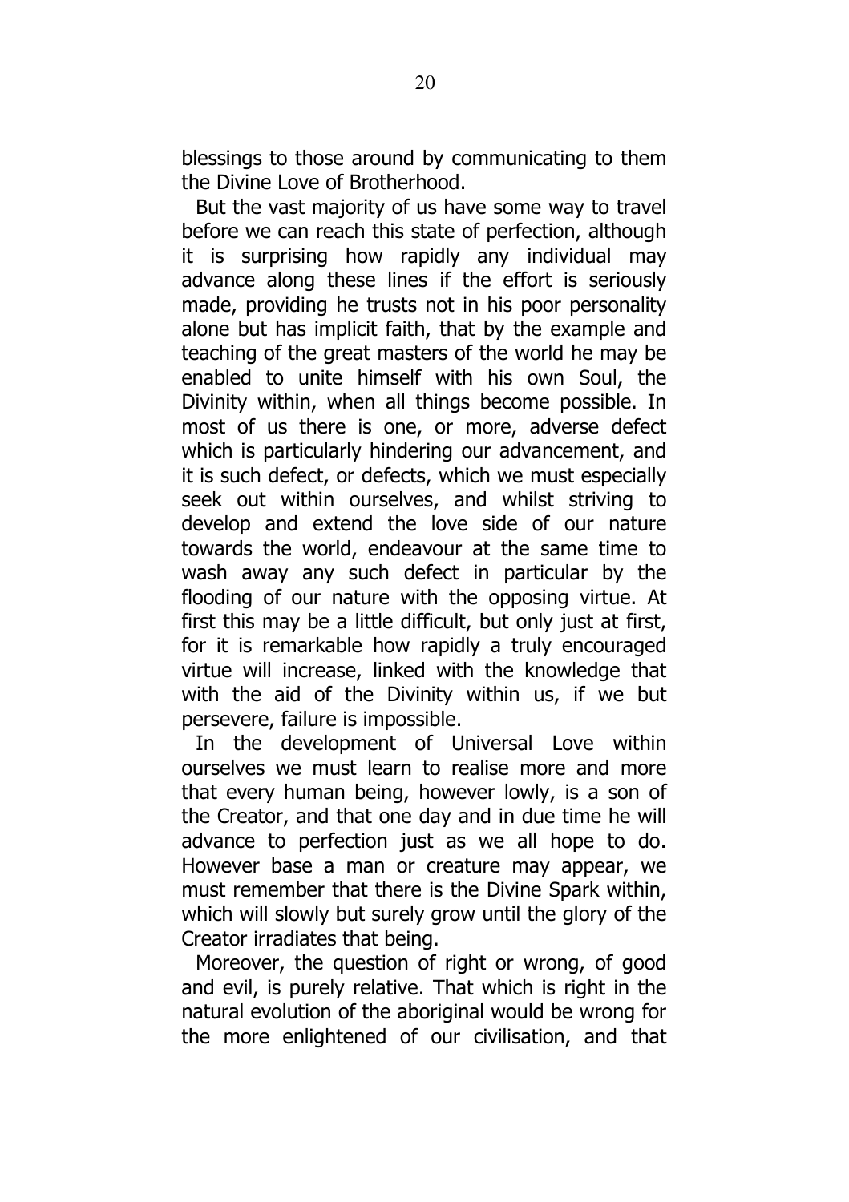blessings to those around by communicating to them the Divine Love of Brotherhood.

But the vast majority of us have some way to travel before we can reach this state of perfection, although it is surprising how rapidly any individual may advance along these lines if the effort is seriously made, providing he trusts not in his poor personality alone but has implicit faith, that by the example and teaching of the great masters of the world he may be enabled to unite himself with his own Soul, the Divinity within, when all things become possible. In most of us there is one, or more, adverse defect which is particularly hindering our advancement, and it is such defect, or defects, which we must especially seek out within ourselves, and whilst striving to develop and extend the love side of our nature towards the world, endeavour at the same time to wash away any such defect in particular by the flooding of our nature with the opposing virtue. At first this may be a little difficult, but only just at first, for it is remarkable how rapidly a truly encouraged virtue will increase, linked with the knowledge that with the aid of the Divinity within us, if we but persevere, failure is impossible.

In the development of Universal Love within ourselves we must learn to realise more and more that every human being, however lowly, is a son of the Creator, and that one day and in due time he will advance to perfection just as we all hope to do. However base a man or creature may appear, we must remember that there is the Divine Spark within, which will slowly but surely grow until the glory of the Creator irradiates that being.

Moreover, the question of right or wrong, of good and evil, is purely relative. That which is right in the natural evolution of the aboriginal would be wrong for the more enlightened of our civilisation, and that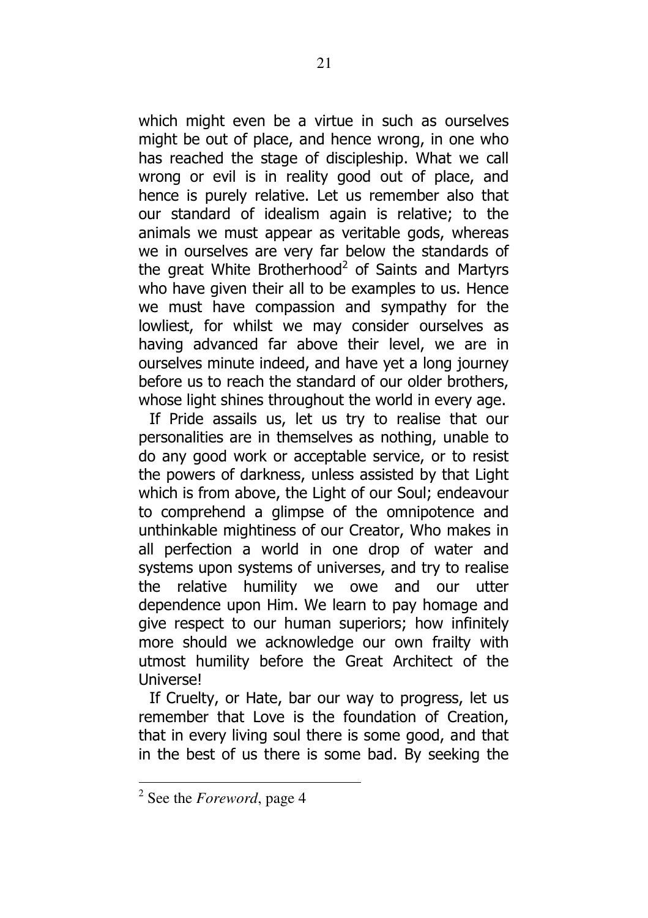which might even be a virtue in such as ourselves might be out of place, and hence wrong, in one who has reached the stage of discipleship. What we call wrong or evil is in reality good out of place, and hence is purely relative. Let us remember also that our standard of idealism again is relative; to the animals we must appear as veritable gods, whereas we in ourselves are very far below the standards of the great White Brotherhood[2] of Saints and Martyrs who have given their all to be examples to us. Hence we must have compassion and sympathy for the lowliest, for whilst we may consider ourselves as having advanced far above their level, we are in ourselves minute indeed, and have yet a long journey before us to reach the standard of our older brothers, whose light shines throughout the world in every age.

If Pride assails us, let us try to realise that our personalities are in themselves as nothing, unable to do any good work or acceptable service, or to resist the powers of darkness, unless assisted by that Light which is from above, the Light of our Soul; endeavour to comprehend a glimpse of the omnipotence and unthinkable mightiness of our Creator, Who makes in all perfection a world in one drop of water and systems upon systems of universes, and try to realise the relative humility we owe and our utter dependence upon Him. We learn to pay homage and give respect to our human superiors; how infinitely more should we acknowledge our own frailty with utmost humility before the Great Architect of the Universe!

If Cruelty, or Hate, bar our way to progress, let us remember that Love is the foundation of Creation, that in every living soul there is some good, and that in the best of us there is some bad. By seeking the

[2] See the *Foreword*, page 4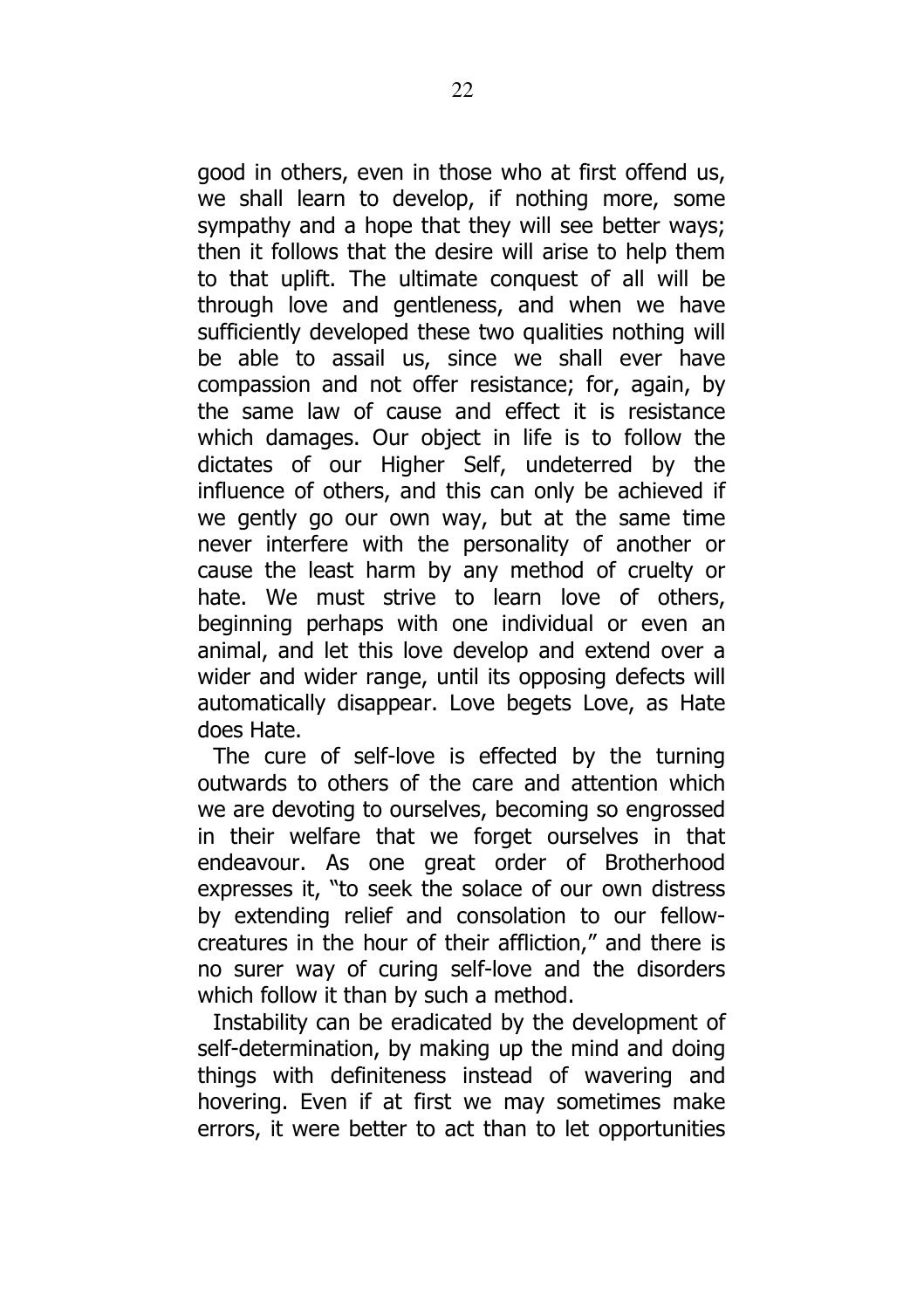good in others, even in those who at first offend us, we shall learn to develop, if nothing more, some sympathy and a hope that they will see better ways; then it follows that the desire will arise to help them to that uplift. The ultimate conquest of all will be through love and gentleness, and when we have sufficiently developed these two qualities nothing will be able to assail us, since we shall ever have compassion and not offer resistance; for, again, by the same law of cause and effect it is resistance which damages. Our object in life is to follow the dictates of our Higher Self, undeterred by the influence of others, and this can only be achieved if we gently go our own way, but at the same time never interfere with the personality of another or cause the least harm by any method of cruelty or hate. We must strive to learn love of others, beginning perhaps with one individual or even an animal, and let this love develop and extend over a wider and wider range, until its opposing defects will automatically disappear. Love begets Love, as Hate does Hate.

The cure of self-love is effected by the turning outwards to others of the care and attention which we are devoting to ourselves, becoming so engrossed in their welfare that we forget ourselves in that endeavour. As one great order of Brotherhood expresses it, "to seek the solace of our own distress by extending relief and consolation to our fellow-creatures in the hour of their affliction," and there is no surer way of curing self-love and the disorders which follow it than by such a method.

Instability can be eradicated by the development of self-determination, by making up the mind and doing things with definiteness instead of wavering and hovering. Even if at first we may sometimes make errors, it were better to act than to let opportunities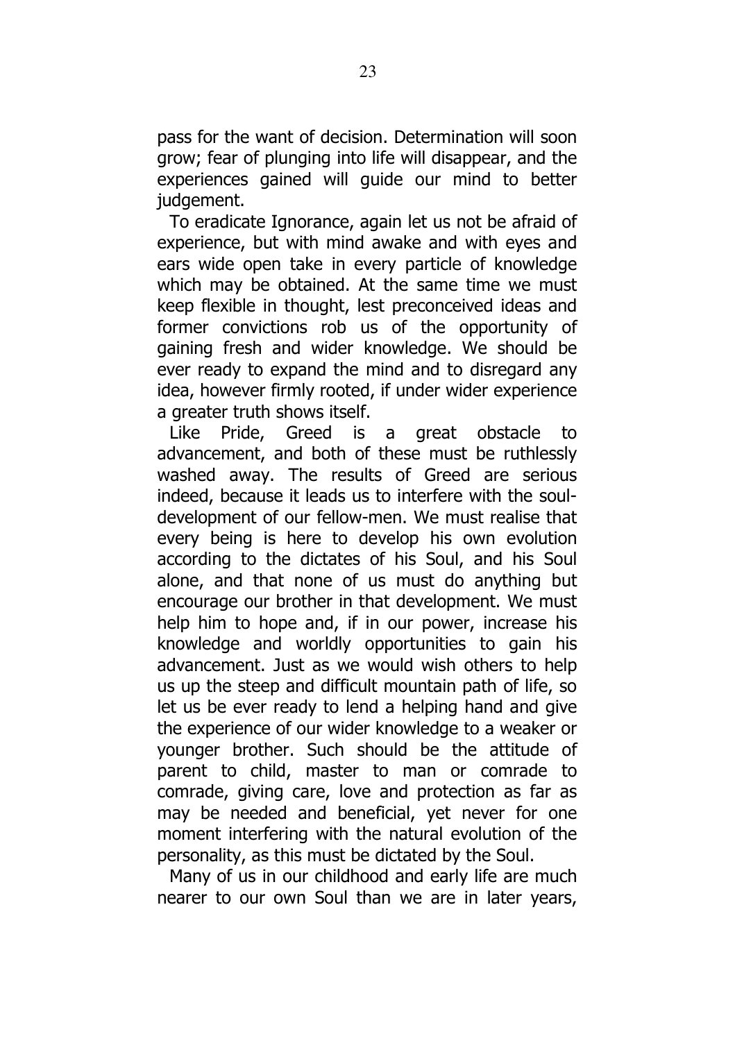pass for the want of decision. Determination will soon grow; fear of plunging into life will disappear, and the experiences gained will guide our mind to better judgement.

To eradicate Ignorance, again let us not be afraid of experience, but with mind awake and with eyes and ears wide open take in every particle of knowledge which may be obtained. At the same time we must keep flexible in thought, lest preconceived ideas and former convictions rob us of the opportunity of gaining fresh and wider knowledge. We should be ever ready to expand the mind and to disregard any idea, however firmly rooted, if under wider experience a greater truth shows itself.

Like Pride, Greed is a great obstacle to advancement, and both of these must be ruthlessly washed away. The results of Greed are serious indeed, because it leads us to interfere with the soul-development of our fellow-men. We must realise that every being is here to develop his own evolution according to the dictates of his Soul, and his Soul alone, and that none of us must do anything but encourage our brother in that development. We must help him to hope and, if in our power, increase his knowledge and worldly opportunities to gain his advancement. Just as we would wish others to help us up the steep and difficult mountain path of life, so let us be ever ready to lend a helping hand and give the experience of our wider knowledge to a weaker or younger brother. Such should be the attitude of parent to child, master to man or comrade to comrade, giving care, love and protection as far as may be needed and beneficial, yet never for one moment interfering with the natural evolution of the personality, as this must be dictated by the Soul.

Many of us in our childhood and early life are much nearer to our own Soul than we are in later years,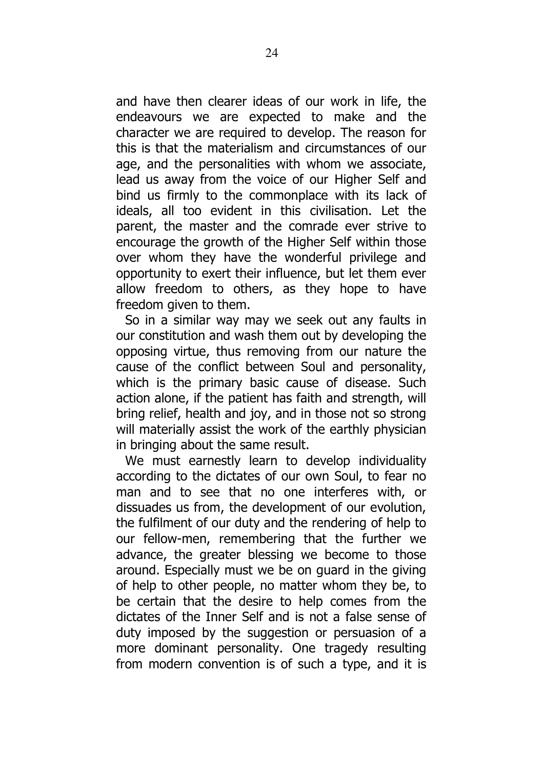and have then clearer ideas of our work in life, the endeavours we are expected to make and the character we are required to develop. The reason for this is that the materialism and circumstances of our age, and the personalities with whom we associate, lead us away from the voice of our Higher Self and bind us firmly to the commonplace with its lack of ideals, all too evident in this civilisation. Let the parent, the master and the comrade ever strive to encourage the growth of the Higher Self within those over whom they have the wonderful privilege and opportunity to exert their influence, but let them ever allow freedom to others, as they hope to have freedom given to them.

So in a similar way may we seek out any faults in our constitution and wash them out by developing the opposing virtue, thus removing from our nature the cause of the conflict between Soul and personality, which is the primary basic cause of disease. Such action alone, if the patient has faith and strength, will bring relief, health and joy, and in those not so strong will materially assist the work of the earthly physician in bringing about the same result.

We must earnestly learn to develop individuality according to the dictates of our own Soul, to fear no man and to see that no one interferes with, or dissuades us from, the development of our evolution, the fulfilment of our duty and the rendering of help to our fellow-men, remembering that the further we advance, the greater blessing we become to those around. Especially must we be on guard in the giving of help to other people, no matter whom they be, to be certain that the desire to help comes from the dictates of the Inner Self and is not a false sense of duty imposed by the suggestion or persuasion of a more dominant personality. One tragedy resulting from modern convention is of such a type, and it is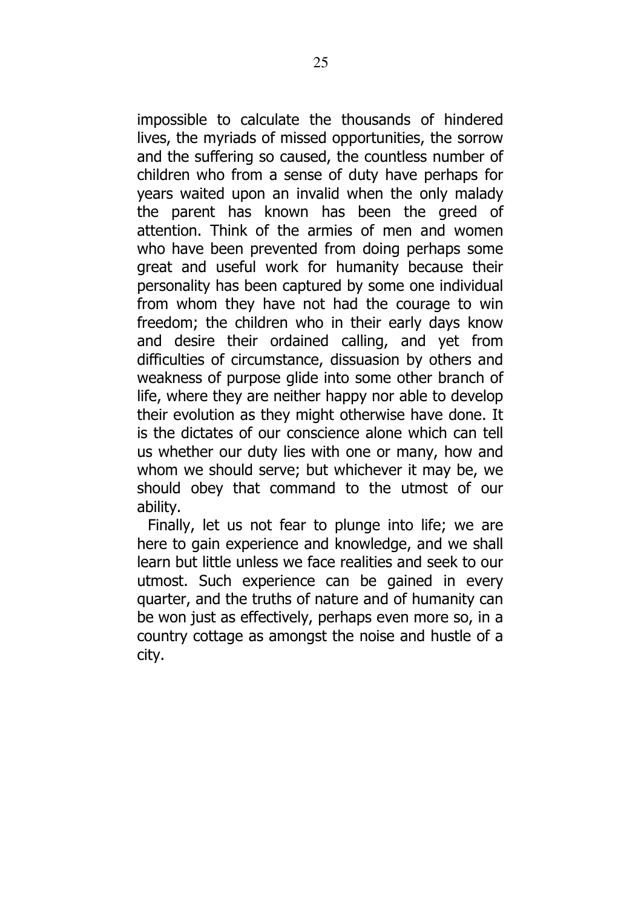impossible to calculate the thousands of hindered lives, the myriads of missed opportunities, the sorrow and the suffering so caused, the countless number of children who from a sense of duty have perhaps for years waited upon an invalid when the only malady the parent has known has been the greed of attention. Think of the armies of men and women who have been prevented from doing perhaps some great and useful work for humanity because their personality has been captured by some one individual from whom they have not had the courage to win freedom; the children who in their early days know and desire their ordained calling, and yet from difficulties of circumstance, dissuasion by others and weakness of purpose glide into some other branch of life, where they are neither happy nor able to develop their evolution as they might otherwise have done. It is the dictates of our conscience alone which can tell us whether our duty lies with one or many, how and whom we should serve; but whichever it may be, we should obey that command to the utmost of our ability.

Finally, let us not fear to plunge into life; we are here to gain experience and knowledge, and we shall learn but little unless we face realities and seek to our utmost. Such experience can be gained in every quarter, and the truths of nature and of humanity can be won just as effectively, perhaps even more so, in a country cottage as amongst the noise and hustle of a city.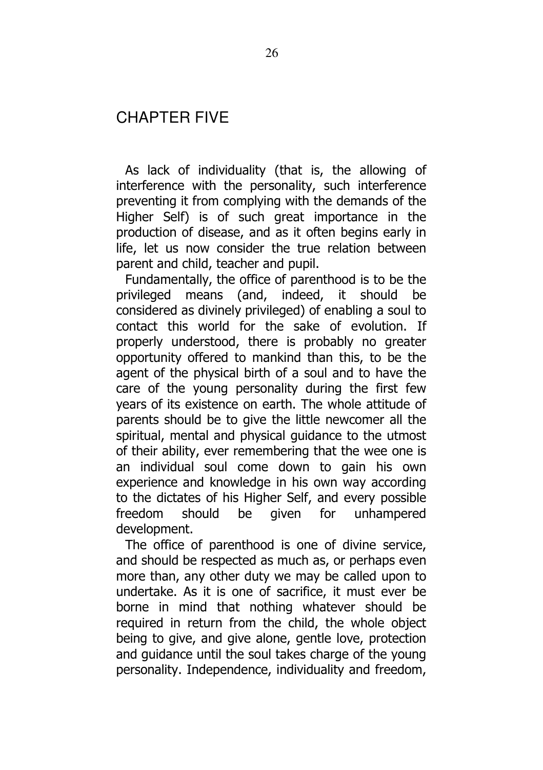## CHAPTER FIVE

As lack of individuality (that is, the allowing of interference with the personality, such interference preventing it from complying with the demands of the Higher Self) is of such great importance in the production of disease, and as it often begins early in life, let us now consider the true relation between parent and child, teacher and pupil.

Fundamentally, the office of parenthood is to be the privileged means (and, indeed, it should be considered as divinely privileged) of enabling a soul to contact this world for the sake of evolution. If properly understood, there is probably no greater opportunity offered to mankind than this, to be the agent of the physical birth of a soul and to have the care of the young personality during the first few years of its existence on earth. The whole attitude of parents should be to give the little newcomer all the spiritual, mental and physical guidance to the utmost of their ability, ever remembering that the wee one is an individual soul come down to gain his own experience and knowledge in his own way according to the dictates of his Higher Self, and every possible freedom should be given for unhampered development.

The office of parenthood is one of divine service, and should be respected as much as, or perhaps even more than, any other duty we may be called upon to undertake. As it is one of sacrifice, it must ever be borne in mind that nothing whatever should be required in return from the child, the whole object being to give, and give alone, gentle love, protection and guidance until the soul takes charge of the young personality. Independence, individuality and freedom,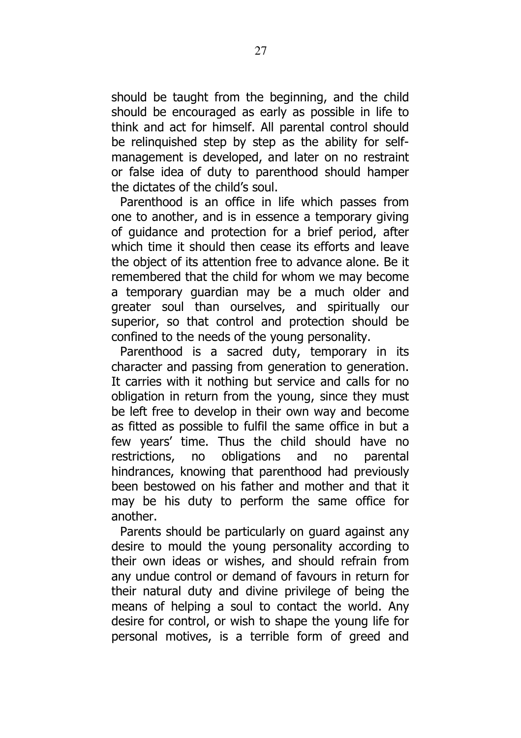should be taught from the beginning, and the child should be encouraged as early as possible in life to think and act for himself. All parental control should be relinquished step by step as the ability for self-management is developed, and later on no restraint or false idea of duty to parenthood should hamper the dictates of the child's soul.

Parenthood is an office in life which passes from one to another, and is in essence a temporary giving of guidance and protection for a brief period, after which time it should then cease its efforts and leave the object of its attention free to advance alone. Be it remembered that the child for whom we may become a temporary guardian may be a much older and greater soul than ourselves, and spiritually our superior, so that control and protection should be confined to the needs of the young personality.

Parenthood is a sacred duty, temporary in its character and passing from generation to generation. It carries with it nothing but service and calls for no obligation in return from the young, since they must be left free to develop in their own way and become as fitted as possible to fulfil the same office in but a few years' time. Thus the child should have no restrictions, no obligations and no parental hindrances, knowing that parenthood had previously been bestowed on his father and mother and that it may be his duty to perform the same office for another.

Parents should be particularly on guard against any desire to mould the young personality according to their own ideas or wishes, and should refrain from any undue control or demand of favours in return for their natural duty and divine privilege of being the means of helping a soul to contact the world. Any desire for control, or wish to shape the young life for personal motives, is a terrible form of greed and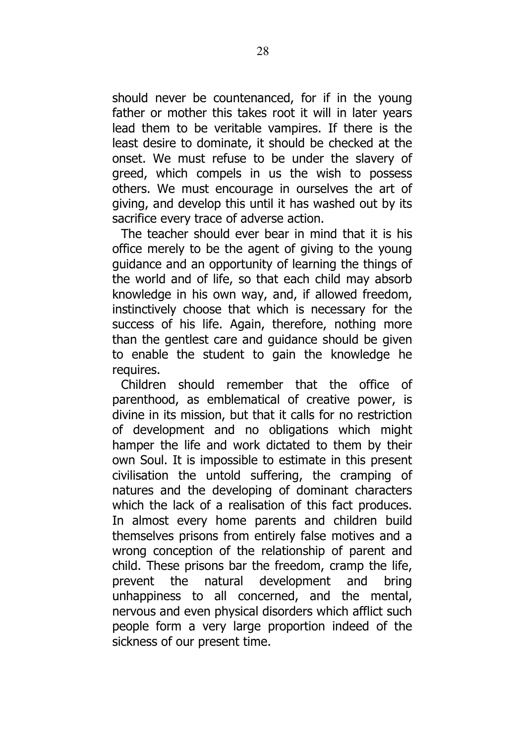should never be countenanced, for if in the young father or mother this takes root it will in later years lead them to be veritable vampires. If there is the least desire to dominate, it should be checked at the onset. We must refuse to be under the slavery of greed, which compels in us the wish to possess others. We must encourage in ourselves the art of giving, and develop this until it has washed out by its sacrifice every trace of adverse action.

The teacher should ever bear in mind that it is his office merely to be the agent of giving to the young guidance and an opportunity of learning the things of the world and of life, so that each child may absorb knowledge in his own way, and, if allowed freedom, instinctively choose that which is necessary for the success of his life. Again, therefore, nothing more than the gentlest care and guidance should be given to enable the student to gain the knowledge he requires.

Children should remember that the office of parenthood, as emblematical of creative power, is divine in its mission, but that it calls for no restriction of development and no obligations which might hamper the life and work dictated to them by their own Soul. It is impossible to estimate in this present civilisation the untold suffering, the cramping of natures and the developing of dominant characters which the lack of a realisation of this fact produces. In almost every home parents and children build themselves prisons from entirely false motives and a wrong conception of the relationship of parent and child. These prisons bar the freedom, cramp the life, prevent the natural development and bring unhappiness to all concerned, and the mental, nervous and even physical disorders which afflict such people form a very large proportion indeed of the sickness of our present time.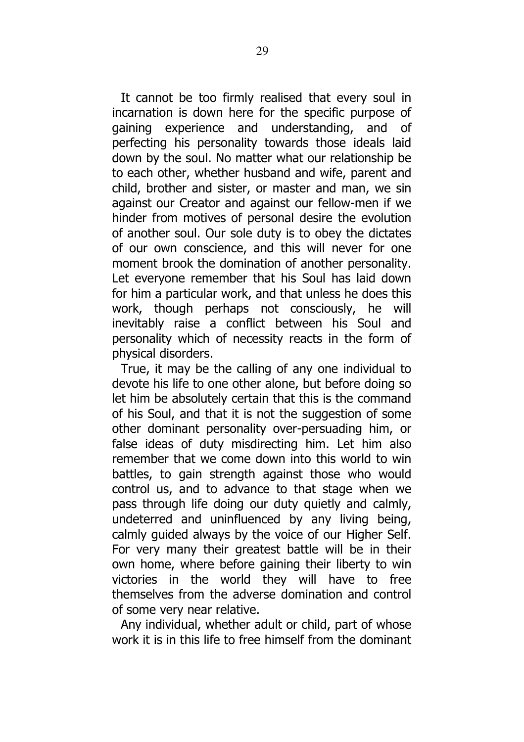It cannot be too firmly realised that every soul in incarnation is down here for the specific purpose of gaining experience and understanding, and of perfecting his personality towards those ideals laid down by the soul. No matter what our relationship be to each other, whether husband and wife, parent and child, brother and sister, or master and man, we sin against our Creator and against our fellow-men if we hinder from motives of personal desire the evolution of another soul. Our sole duty is to obey the dictates of our own conscience, and this will never for one moment brook the domination of another personality. Let everyone remember that his Soul has laid down for him a particular work, and that unless he does this work, though perhaps not consciously, he will inevitably raise a conflict between his Soul and personality which of necessity reacts in the form of physical disorders.

True, it may be the calling of any one individual to devote his life to one other alone, but before doing so let him be absolutely certain that this is the command of his Soul, and that it is not the suggestion of some other dominant personality over-persuading him, or false ideas of duty misdirecting him. Let him also remember that we come down into this world to win battles, to gain strength against those who would control us, and to advance to that stage when we pass through life doing our duty quietly and calmly, undeterred and uninfluenced by any living being, calmly guided always by the voice of our Higher Self. For very many their greatest battle will be in their own home, where before gaining their liberty to win victories in the world they will have to free themselves from the adverse domination and control of some very near relative.

Any individual, whether adult or child, part of whose work it is in this life to free himself from the dominant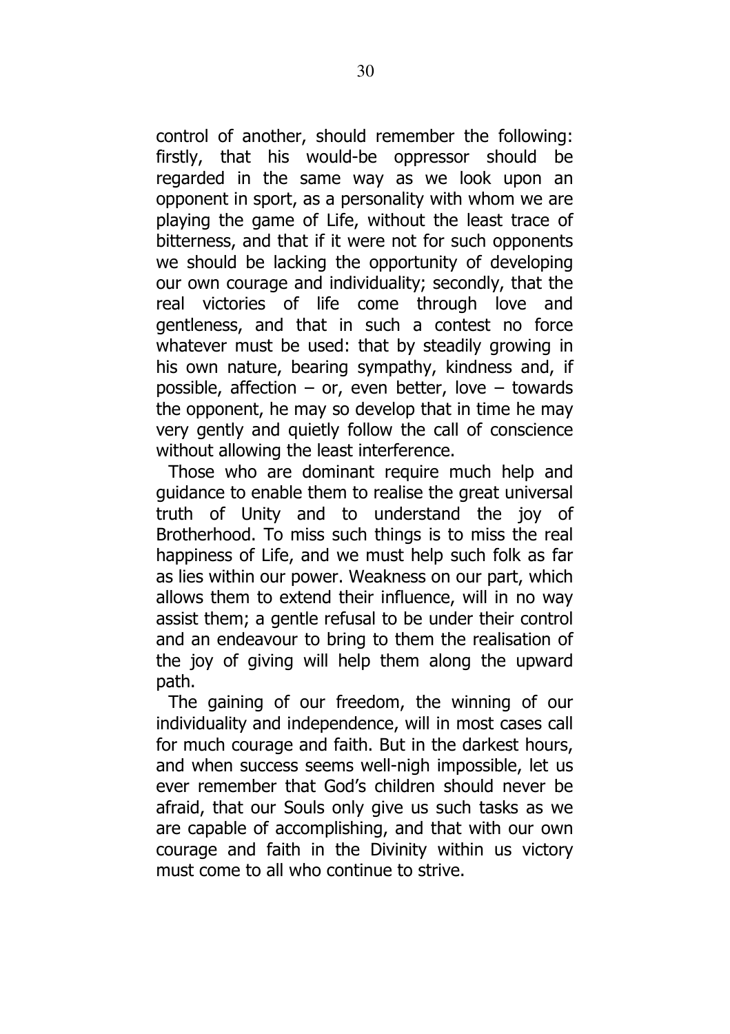control of another, should remember the following: firstly, that his would-be oppressor should be regarded in the same way as we look upon an opponent in sport, as a personality with whom we are playing the game of Life, without the least trace of bitterness, and that if it were not for such opponents we should be lacking the opportunity of developing our own courage and individuality; secondly, that the real victories of life come through love and gentleness, and that in such a contest no force whatever must be used: that by steadily growing in his own nature, bearing sympathy, kindness and, if possible, affection – or, even better, love – towards the opponent, he may so develop that in time he may very gently and quietly follow the call of conscience without allowing the least interference.

Those who are dominant require much help and guidance to enable them to realise the great universal truth of Unity and to understand the joy of Brotherhood. To miss such things is to miss the real happiness of Life, and we must help such folk as far as lies within our power. Weakness on our part, which allows them to extend their influence, will in no way assist them; a gentle refusal to be under their control and an endeavour to bring to them the realisation of the joy of giving will help them along the upward path.

The gaining of our freedom, the winning of our individuality and independence, will in most cases call for much courage and faith. But in the darkest hours, and when success seems well-nigh impossible, let us ever remember that God's children should never be afraid, that our Souls only give us such tasks as we are capable of accomplishing, and that with our own courage and faith in the Divinity within us victory must come to all who continue to strive.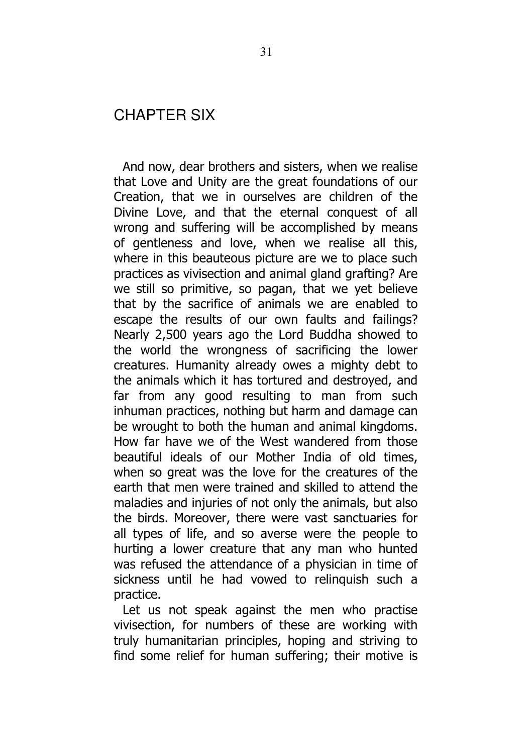# CHAPTER SIX

And now, dear brothers and sisters, when we realise that Love and Unity are the great foundations of our Creation, that we in ourselves are children of the Divine Love, and that the eternal conquest of all wrong and suffering will be accomplished by means of gentleness and love, when we realise all this, where in this beauteous picture are we to place such practices as vivisection and animal gland grafting? Are we still so primitive, so pagan, that we yet believe that by the sacrifice of animals we are enabled to escape the results of our own faults and failings? Nearly 2,500 years ago the Lord Buddha showed to the world the wrongness of sacrificing the lower creatures. Humanity already owes a mighty debt to the animals which it has tortured and destroyed, and far from any good resulting to man from such inhuman practices, nothing but harm and damage can be wrought to both the human and animal kingdoms. How far have we of the West wandered from those beautiful ideals of our Mother India of old times, when so great was the love for the creatures of the earth that men were trained and skilled to attend the maladies and injuries of not only the animals, but also the birds. Moreover, there were vast sanctuaries for all types of life, and so averse were the people to hurting a lower creature that any man who hunted was refused the attendance of a physician in time of sickness until he had vowed to relinquish such a practice.

Let us not speak against the men who practise vivisection, for numbers of these are working with truly humanitarian principles, hoping and striving to find some relief for human suffering; their motive is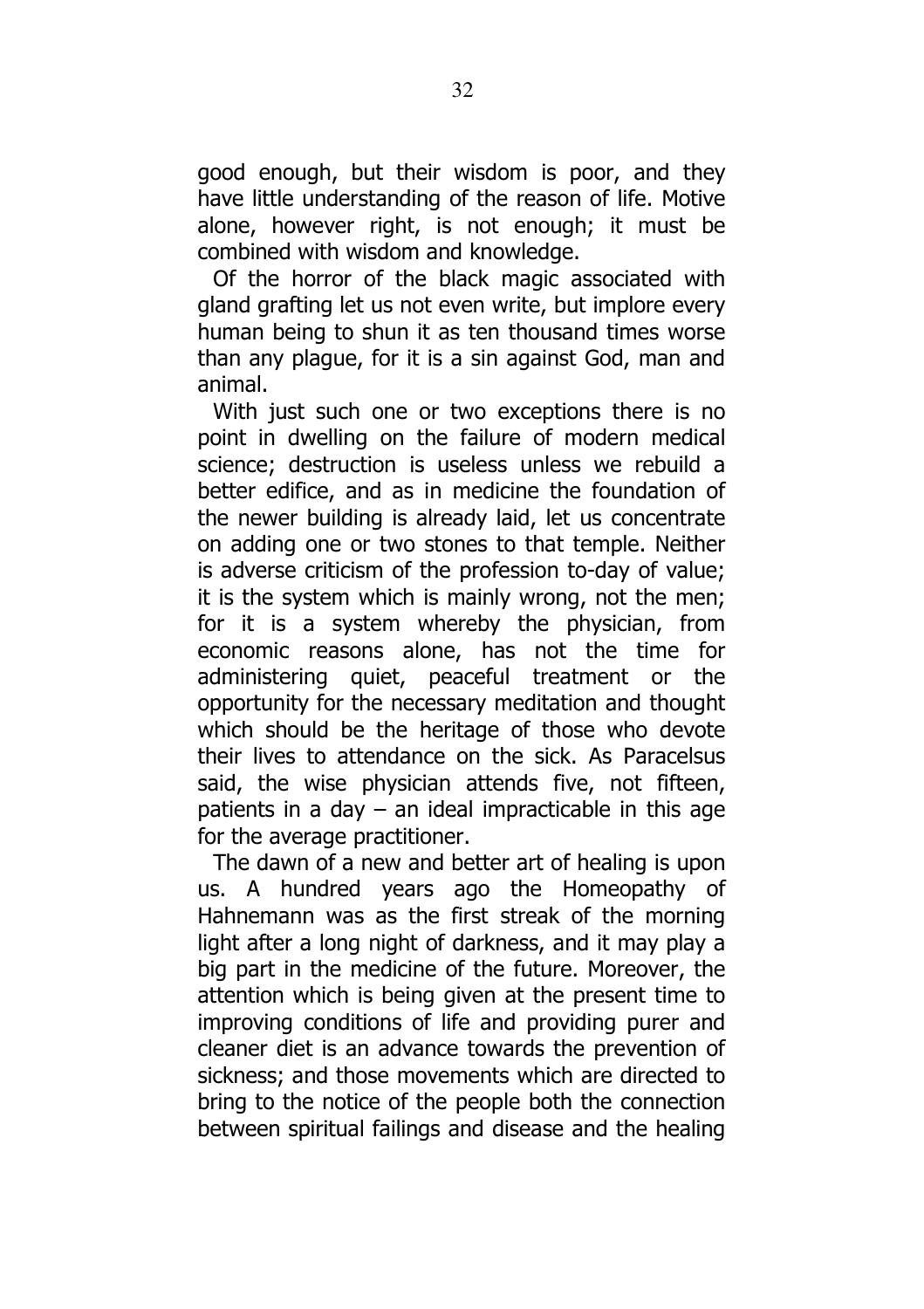good enough, but their wisdom is poor, and they have little understanding of the reason of life. Motive alone, however right, is not enough; it must be combined with wisdom and knowledge.

Of the horror of the black magic associated with gland grafting let us not even write, but implore every human being to shun it as ten thousand times worse than any plague, for it is a sin against God, man and animal.

With just such one or two exceptions there is no point in dwelling on the failure of modern medical science; destruction is useless unless we rebuild a better edifice, and as in medicine the foundation of the newer building is already laid, let us concentrate on adding one or two stones to that temple. Neither is adverse criticism of the profession to-day of value; it is the system which is mainly wrong, not the men; for it is a system whereby the physician, from economic reasons alone, has not the time for administering quiet, peaceful treatment or the opportunity for the necessary meditation and thought which should be the heritage of those who devote their lives to attendance on the sick. As Paracelsus said, the wise physician attends five, not fifteen, patients in a day – an ideal impracticable in this age for the average practitioner.

The dawn of a new and better art of healing is upon us. A hundred years ago the Homeopathy of Hahnemann was as the first streak of the morning light after a long night of darkness, and it may play a big part in the medicine of the future. Moreover, the attention which is being given at the present time to improving conditions of life and providing purer and cleaner diet is an advance towards the prevention of sickness; and those movements which are directed to bring to the notice of the people both the connection between spiritual failings and disease and the healing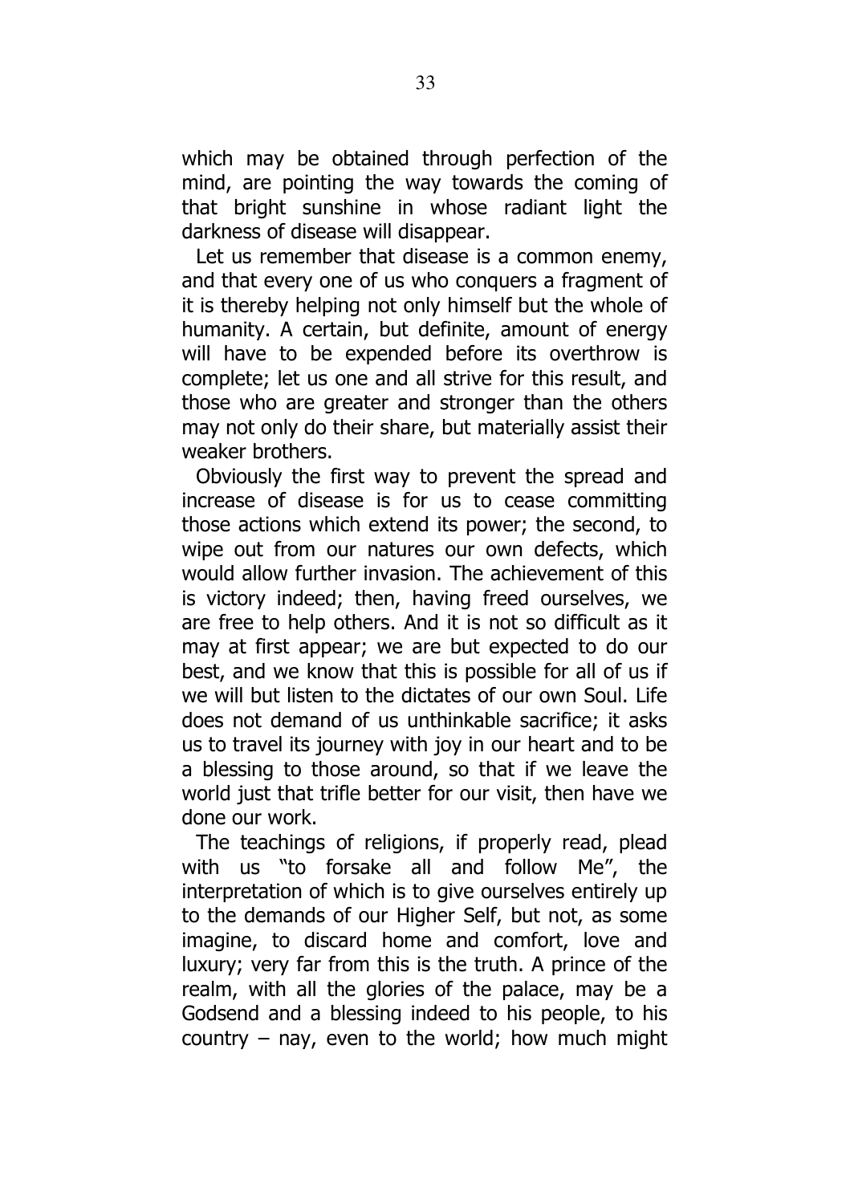which may be obtained through perfection of the mind, are pointing the way towards the coming of that bright sunshine in whose radiant light the darkness of disease will disappear.

Let us remember that disease is a common enemy, and that every one of us who conquers a fragment of it is thereby helping not only himself but the whole of humanity. A certain, but definite, amount of energy will have to be expended before its overthrow is complete; let us one and all strive for this result, and those who are greater and stronger than the others may not only do their share, but materially assist their weaker brothers.

Obviously the first way to prevent the spread and increase of disease is for us to cease committing those actions which extend its power; the second, to wipe out from our natures our own defects, which would allow further invasion. The achievement of this is victory indeed; then, having freed ourselves, we are free to help others. And it is not so difficult as it may at first appear; we are but expected to do our best, and we know that this is possible for all of us if we will but listen to the dictates of our own Soul. Life does not demand of us unthinkable sacrifice; it asks us to travel its journey with joy in our heart and to be a blessing to those around, so that if we leave the world just that trifle better for our visit, then have we done our work.

The teachings of religions, if properly read, plead with us "to forsake all and follow Me", the interpretation of which is to give ourselves entirely up to the demands of our Higher Self, but not, as some imagine, to discard home and comfort, love and luxury; very far from this is the truth. A prince of the realm, with all the glories of the palace, may be a Godsend and a blessing indeed to his people, to his country – nay, even to the world; how much might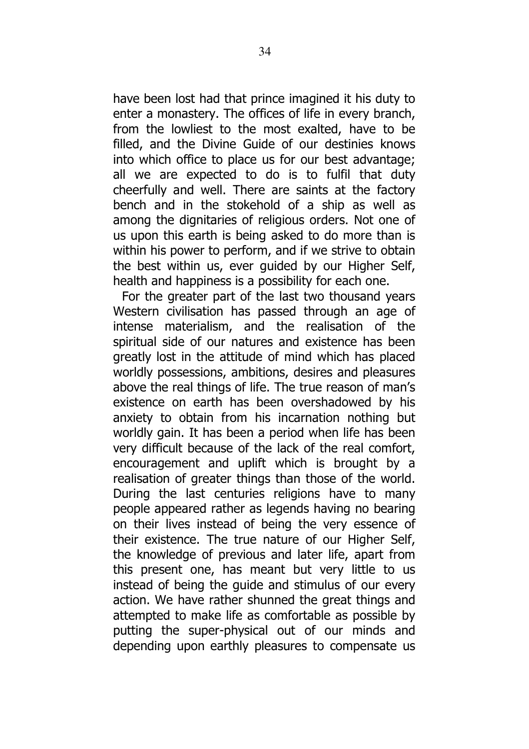have been lost had that prince imagined it his duty to enter a monastery. The offices of life in every branch, from the lowliest to the most exalted, have to be filled, and the Divine Guide of our destinies knows into which office to place us for our best advantage; all we are expected to do is to fulfil that duty cheerfully and well. There are saints at the factory bench and in the stokehold of a ship as well as among the dignitaries of religious orders. Not one of us upon this earth is being asked to do more than is within his power to perform, and if we strive to obtain the best within us, ever guided by our Higher Self, health and happiness is a possibility for each one.

For the greater part of the last two thousand years Western civilisation has passed through an age of intense materialism, and the realisation of the spiritual side of our natures and existence has been greatly lost in the attitude of mind which has placed worldly possessions, ambitions, desires and pleasures above the real things of life. The true reason of man's existence on earth has been overshadowed by his anxiety to obtain from his incarnation nothing but worldly gain. It has been a period when life has been very difficult because of the lack of the real comfort, encouragement and uplift which is brought by a realisation of greater things than those of the world. During the last centuries religions have to many people appeared rather as legends having no bearing on their lives instead of being the very essence of their existence. The true nature of our Higher Self, the knowledge of previous and later life, apart from this present one, has meant but very little to us instead of being the guide and stimulus of our every action. We have rather shunned the great things and attempted to make life as comfortable as possible by putting the super-physical out of our minds and depending upon earthly pleasures to compensate us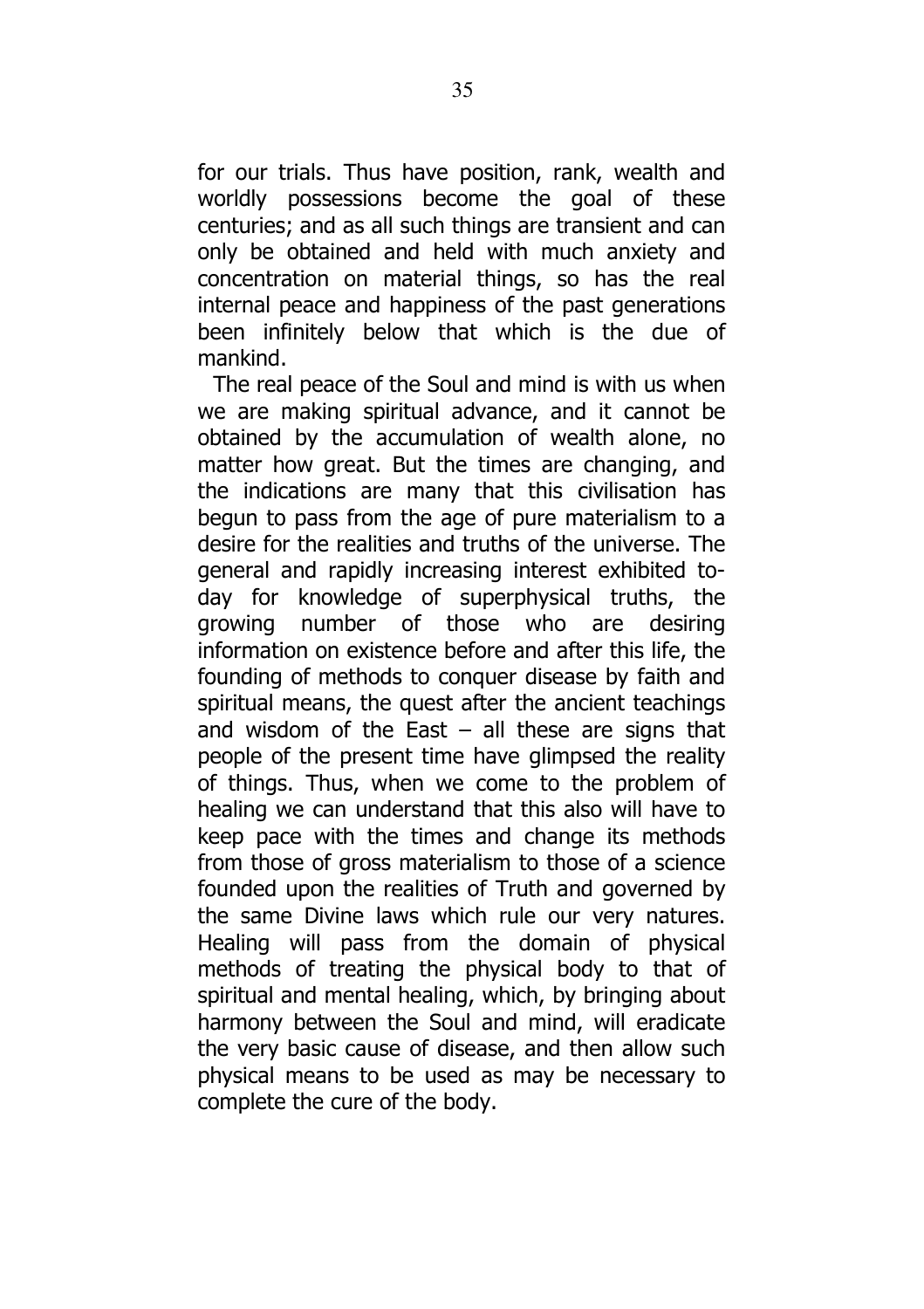for our trials. Thus have position, rank, wealth and worldly possessions become the goal of these centuries; and as all such things are transient and can only be obtained and held with much anxiety and concentration on material things, so has the real internal peace and happiness of the past generations been infinitely below that which is the due of mankind.

The real peace of the Soul and mind is with us when we are making spiritual advance, and it cannot be obtained by the accumulation of wealth alone, no matter how great. But the times are changing, and the indications are many that this civilisation has begun to pass from the age of pure materialism to a desire for the realities and truths of the universe. The general and rapidly increasing interest exhibited to-day for knowledge of superphysical truths, the growing number of those who are desiring information on existence before and after this life, the founding of methods to conquer disease by faith and spiritual means, the quest after the ancient teachings and wisdom of the East – all these are signs that people of the present time have glimpsed the reality of things. Thus, when we come to the problem of healing we can understand that this also will have to keep pace with the times and change its methods from those of gross materialism to those of a science founded upon the realities of Truth and governed by the same Divine laws which rule our very natures. Healing will pass from the domain of physical methods of treating the physical body to that of spiritual and mental healing, which, by bringing about harmony between the Soul and mind, will eradicate the very basic cause of disease, and then allow such physical means to be used as may be necessary to complete the cure of the body.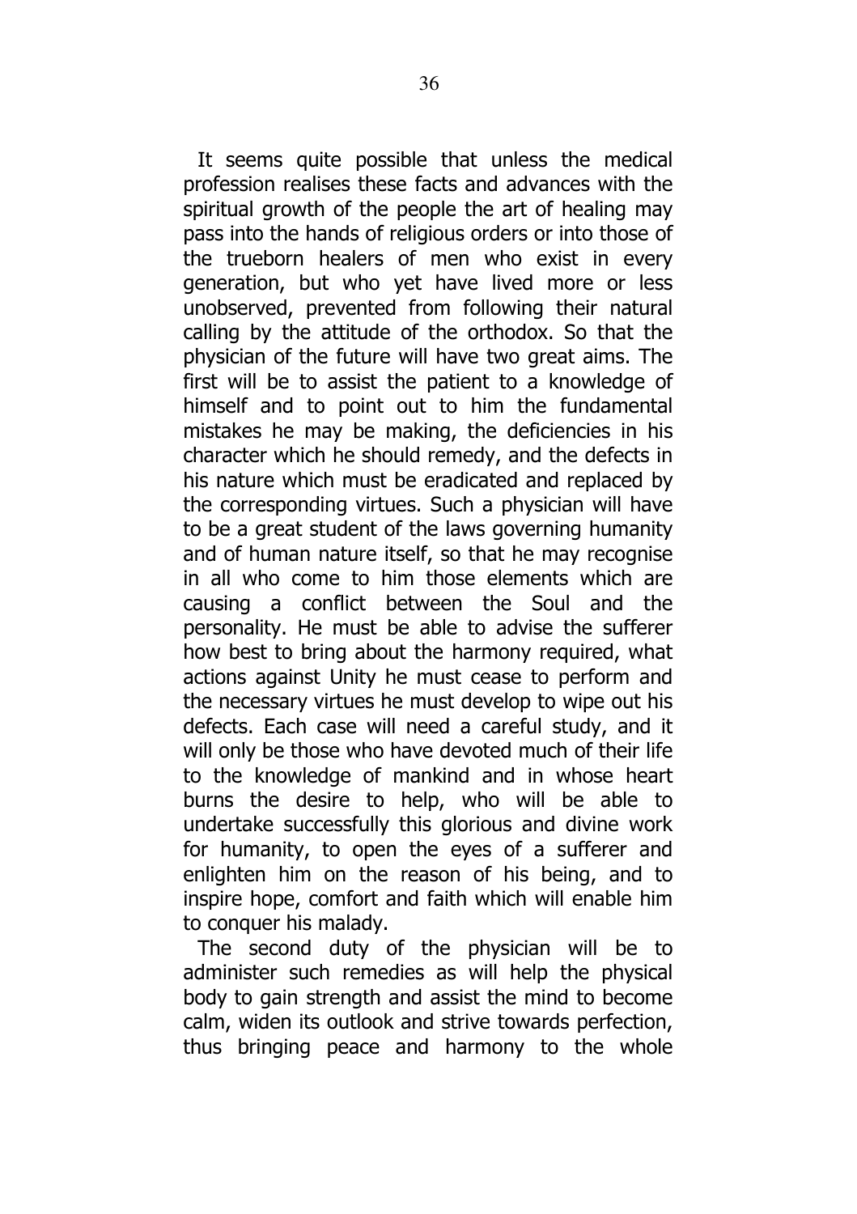It seems quite possible that unless the medical profession realises these facts and advances with the spiritual growth of the people the art of healing may pass into the hands of religious orders or into those of the trueborn healers of men who exist in every generation, but who yet have lived more or less unobserved, prevented from following their natural calling by the attitude of the orthodox. So that the physician of the future will have two great aims. The first will be to assist the patient to a knowledge of himself and to point out to him the fundamental mistakes he may be making, the deficiencies in his character which he should remedy, and the defects in his nature which must be eradicated and replaced by the corresponding virtues. Such a physician will have to be a great student of the laws governing humanity and of human nature itself, so that he may recognise in all who come to him those elements which are causing a conflict between the Soul and the personality. He must be able to advise the sufferer how best to bring about the harmony required, what actions against Unity he must cease to perform and the necessary virtues he must develop to wipe out his defects. Each case will need a careful study, and it will only be those who have devoted much of their life to the knowledge of mankind and in whose heart burns the desire to help, who will be able to undertake successfully this glorious and divine work for humanity, to open the eyes of a sufferer and enlighten him on the reason of his being, and to inspire hope, comfort and faith which will enable him to conquer his malady.

The second duty of the physician will be to administer such remedies as will help the physical body to gain strength and assist the mind to become calm, widen its outlook and strive towards perfection, thus bringing peace and harmony to the whole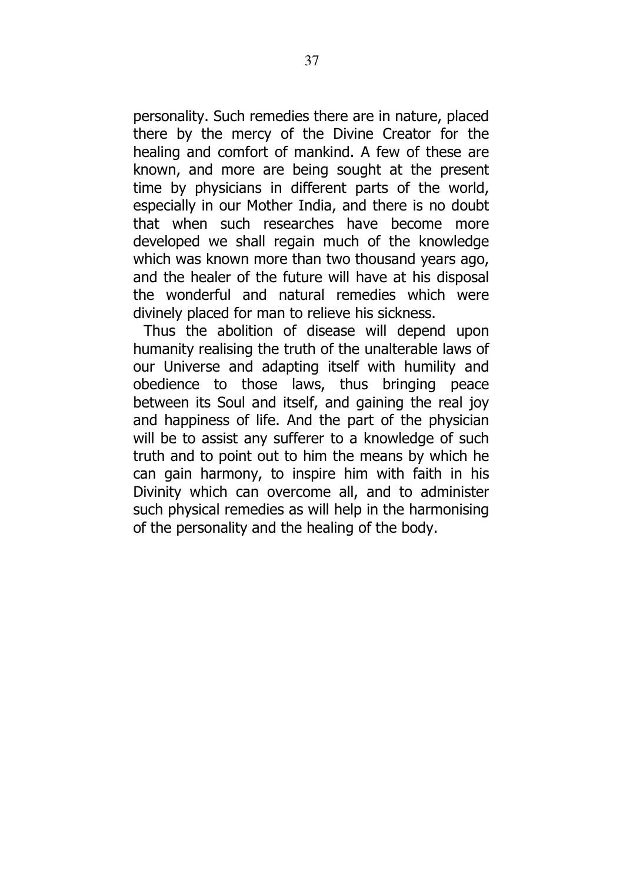personality. Such remedies there are in nature, placed there by the mercy of the Divine Creator for the healing and comfort of mankind. A few of these are known, and more are being sought at the present time by physicians in different parts of the world, especially in our Mother India, and there is no doubt that when such researches have become more developed we shall regain much of the knowledge which was known more than two thousand years ago, and the healer of the future will have at his disposal the wonderful and natural remedies which were divinely placed for man to relieve his sickness.

Thus the abolition of disease will depend upon humanity realising the truth of the unalterable laws of our Universe and adapting itself with humility and obedience to those laws, thus bringing peace between its Soul and itself, and gaining the real joy and happiness of life. And the part of the physician will be to assist any sufferer to a knowledge of such truth and to point out to him the means by which he can gain harmony, to inspire him with faith in his Divinity which can overcome all, and to administer such physical remedies as will help in the harmonising of the personality and the healing of the body.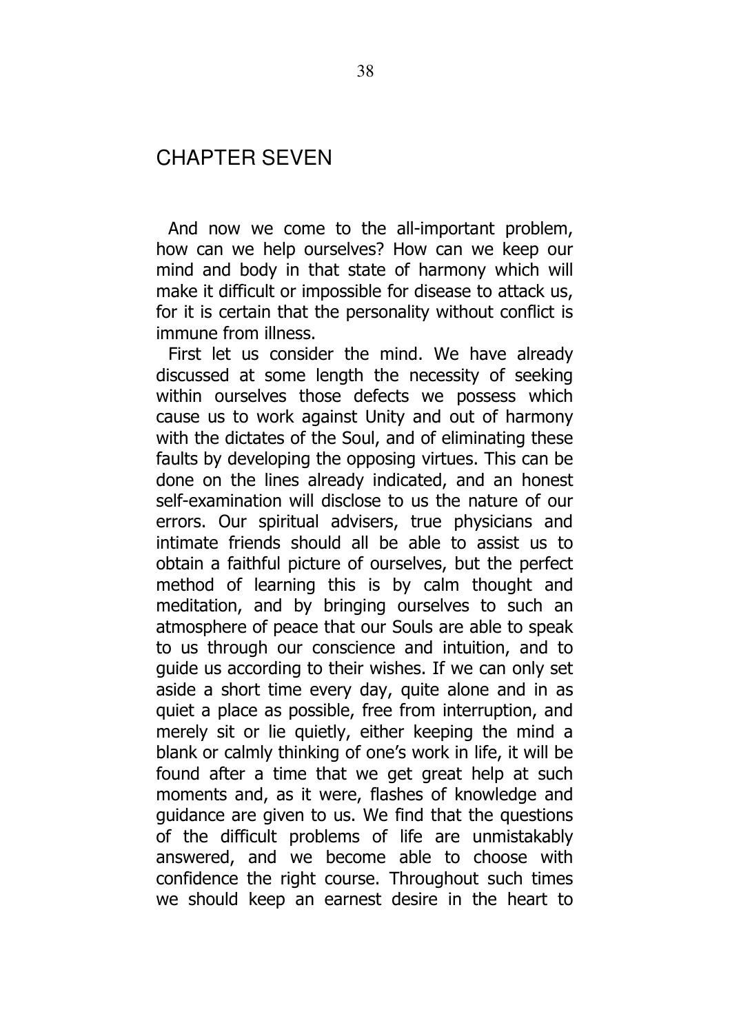# CHAPTER SEVEN

And now we come to the all-important problem, how can we help ourselves? How can we keep our mind and body in that state of harmony which will make it difficult or impossible for disease to attack us, for it is certain that the personality without conflict is immune from illness.

First let us consider the mind. We have already discussed at some length the necessity of seeking within ourselves those defects we possess which cause us to work against Unity and out of harmony with the dictates of the Soul, and of eliminating these faults by developing the opposing virtues. This can be done on the lines already indicated, and an honest self-examination will disclose to us the nature of our errors. Our spiritual advisers, true physicians and intimate friends should all be able to assist us to obtain a faithful picture of ourselves, but the perfect method of learning this is by calm thought and meditation, and by bringing ourselves to such an atmosphere of peace that our Souls are able to speak to us through our conscience and intuition, and to guide us according to their wishes. If we can only set aside a short time every day, quite alone and in as quiet a place as possible, free from interruption, and merely sit or lie quietly, either keeping the mind a blank or calmly thinking of one's work in life, it will be found after a time that we get great help at such moments and, as it were, flashes of knowledge and guidance are given to us. We find that the questions of the difficult problems of life are unmistakably answered, and we become able to choose with confidence the right course. Throughout such times we should keep an earnest desire in the heart to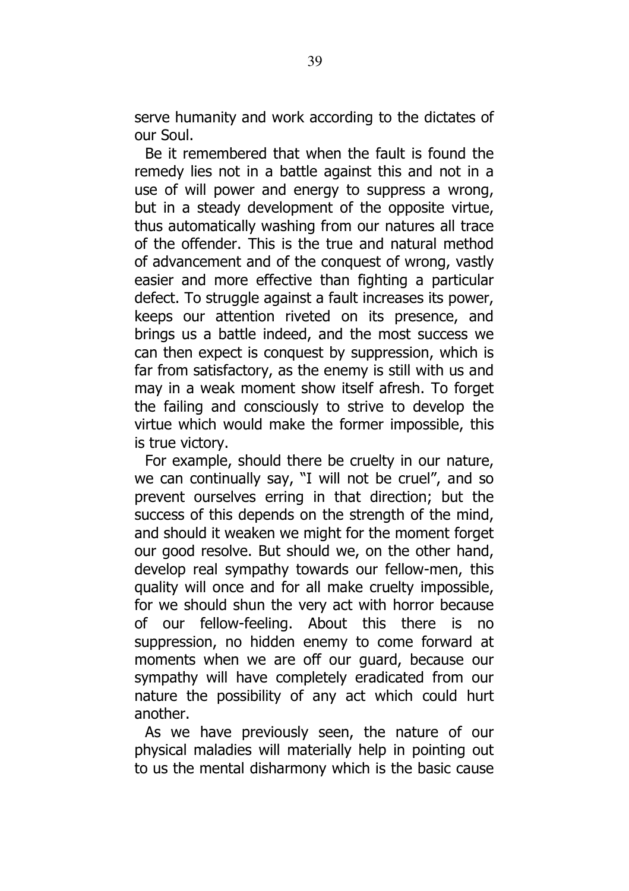serve humanity and work according to the dictates of our Soul.

Be it remembered that when the fault is found the remedy lies not in a battle against this and not in a use of will power and energy to suppress a wrong, but in a steady development of the opposite virtue, thus automatically washing from our natures all trace of the offender. This is the true and natural method of advancement and of the conquest of wrong, vastly easier and more effective than fighting a particular defect. To struggle against a fault increases its power, keeps our attention riveted on its presence, and brings us a battle indeed, and the most success we can then expect is conquest by suppression, which is far from satisfactory, as the enemy is still with us and may in a weak moment show itself afresh. To forget the failing and consciously to strive to develop the virtue which would make the former impossible, this is true victory.

For example, should there be cruelty in our nature, we can continually say, "I will not be cruel", and so prevent ourselves erring in that direction; but the success of this depends on the strength of the mind, and should it weaken we might for the moment forget our good resolve. But should we, on the other hand, develop real sympathy towards our fellow-men, this quality will once and for all make cruelty impossible, for we should shun the very act with horror because of our fellow-feeling. About this there is no suppression, no hidden enemy to come forward at moments when we are off our guard, because our sympathy will have completely eradicated from our nature the possibility of any act which could hurt another.

As we have previously seen, the nature of our physical maladies will materially help in pointing out to us the mental disharmony which is the basic cause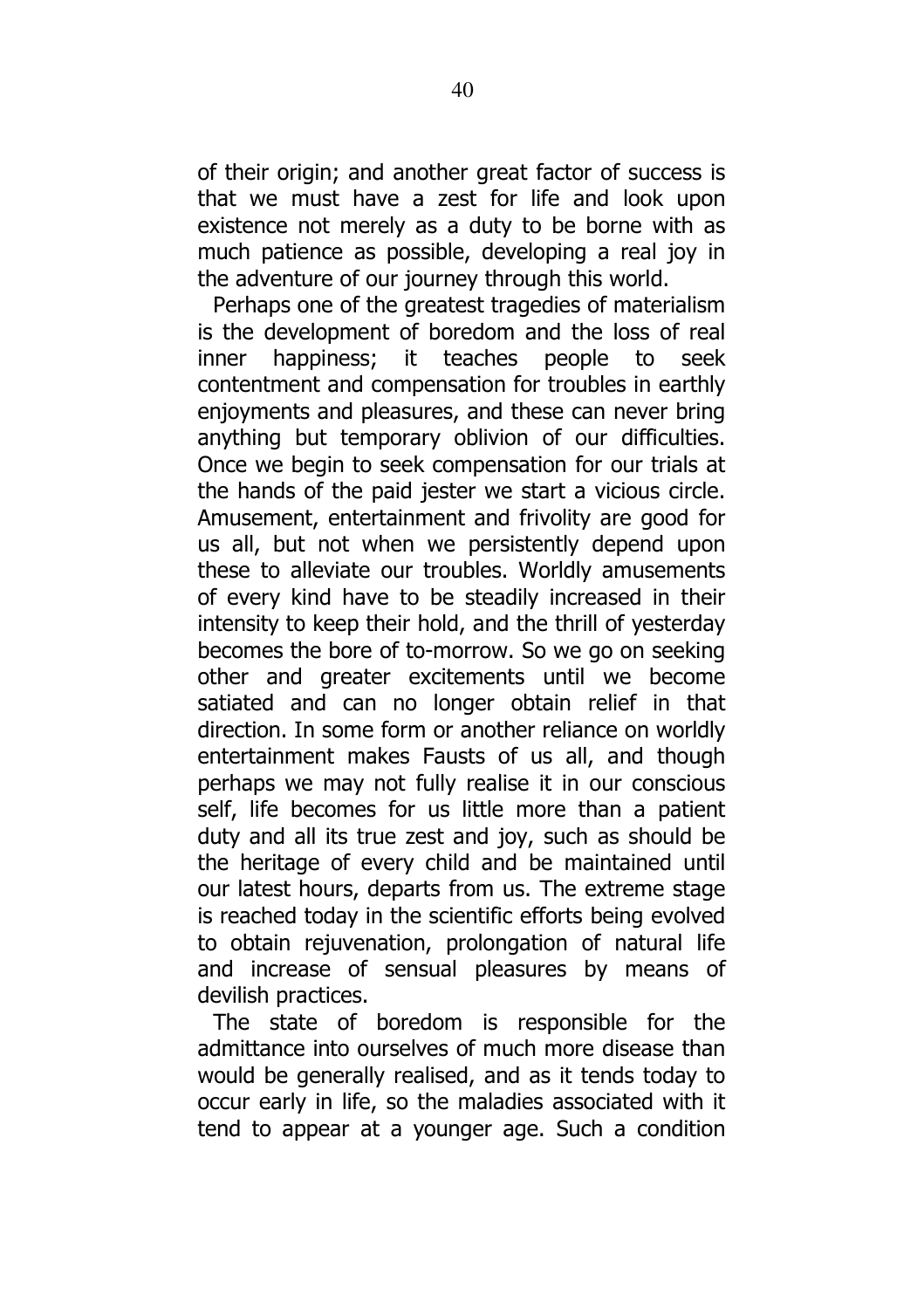of their origin; and another great factor of success is that we must have a zest for life and look upon existence not merely as a duty to be borne with as much patience as possible, developing a real joy in the adventure of our journey through this world.

Perhaps one of the greatest tragedies of materialism is the development of boredom and the loss of real inner happiness; it teaches people to seek contentment and compensation for troubles in earthly enjoyments and pleasures, and these can never bring anything but temporary oblivion of our difficulties. Once we begin to seek compensation for our trials at the hands of the paid jester we start a vicious circle. Amusement, entertainment and frivolity are good for us all, but not when we persistently depend upon these to alleviate our troubles. Worldly amusements of every kind have to be steadily increased in their intensity to keep their hold, and the thrill of yesterday becomes the bore of to-morrow. So we go on seeking other and greater excitements until we become satiated and can no longer obtain relief in that direction. In some form or another reliance on worldly entertainment makes Fausts of us all, and though perhaps we may not fully realise it in our conscious self, life becomes for us little more than a patient duty and all its true zest and joy, such as should be the heritage of every child and be maintained until our latest hours, departs from us. The extreme stage is reached today in the scientific efforts being evolved to obtain rejuvenation, prolongation of natural life and increase of sensual pleasures by means of devilish practices.

The state of boredom is responsible for the admittance into ourselves of much more disease than would be generally realised, and as it tends today to occur early in life, so the maladies associated with it tend to appear at a younger age. Such a condition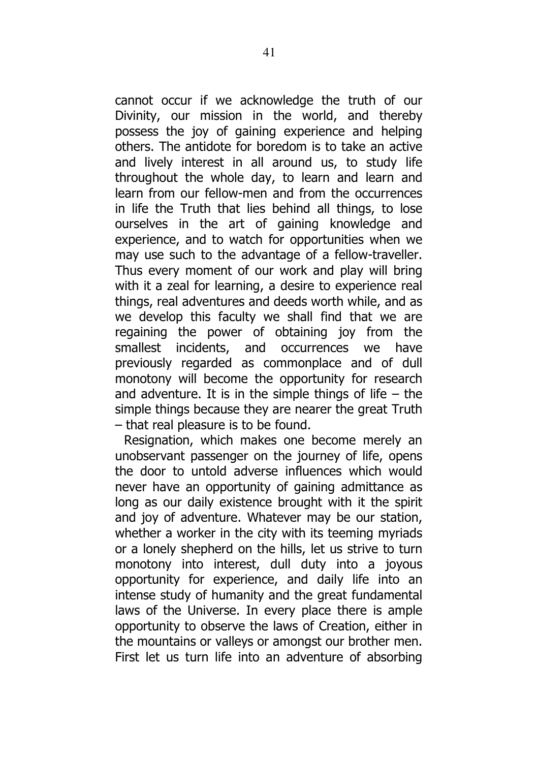cannot occur if we acknowledge the truth of our Divinity, our mission in the world, and thereby possess the joy of gaining experience and helping others. The antidote for boredom is to take an active and lively interest in all around us, to study life throughout the whole day, to learn and learn and learn from our fellow-men and from the occurrences in life the Truth that lies behind all things, to lose ourselves in the art of gaining knowledge and experience, and to watch for opportunities when we may use such to the advantage of a fellow-traveller. Thus every moment of our work and play will bring with it a zeal for learning, a desire to experience real things, real adventures and deeds worth while, and as we develop this faculty we shall find that we are regaining the power of obtaining joy from the smallest incidents, and occurrences we have previously regarded as commonplace and of dull monotony will become the opportunity for research and adventure. It is in the simple things of life – the simple things because they are nearer the great Truth – that real pleasure is to be found.

Resignation, which makes one become merely an unobservant passenger on the journey of life, opens the door to untold adverse influences which would never have an opportunity of gaining admittance as long as our daily existence brought with it the spirit and joy of adventure. Whatever may be our station, whether a worker in the city with its teeming myriads or a lonely shepherd on the hills, let us strive to turn monotony into interest, dull duty into a joyous opportunity for experience, and daily life into an intense study of humanity and the great fundamental laws of the Universe. In every place there is ample opportunity to observe the laws of Creation, either in the mountains or valleys or amongst our brother men. First let us turn life into an adventure of absorbing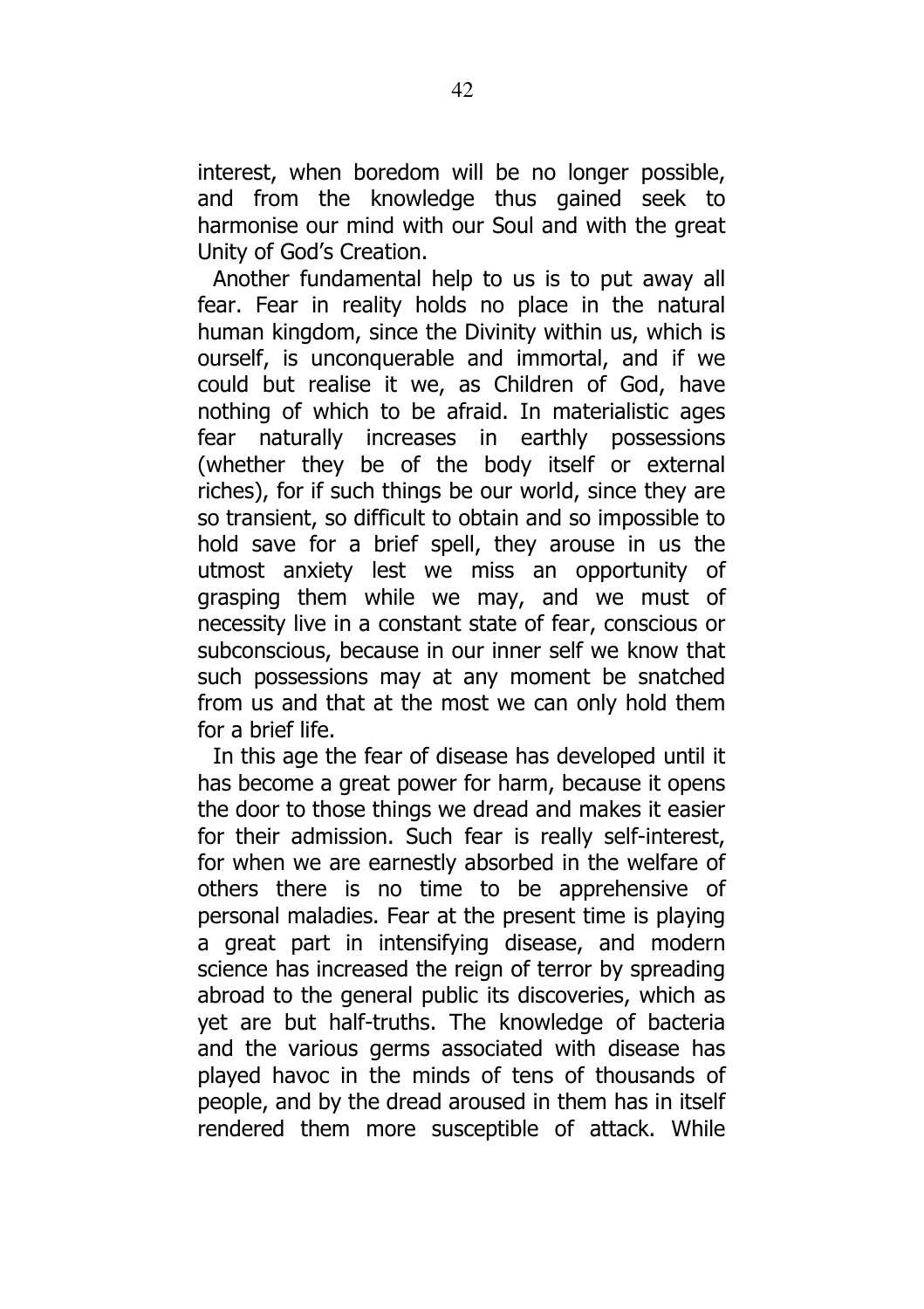interest, when boredom will be no longer possible, and from the knowledge thus gained seek to harmonise our mind with our Soul and with the great Unity of God's Creation.

Another fundamental help to us is to put away all fear. Fear in reality holds no place in the natural human kingdom, since the Divinity within us, which is ourself, is unconquerable and immortal, and if we could but realise it we, as Children of God, have nothing of which to be afraid. In materialistic ages fear naturally increases in earthly possessions (whether they be of the body itself or external riches), for if such things be our world, since they are so transient, so difficult to obtain and so impossible to hold save for a brief spell, they arouse in us the utmost anxiety lest we miss an opportunity of grasping them while we may, and we must of necessity live in a constant state of fear, conscious or subconscious, because in our inner self we know that such possessions may at any moment be snatched from us and that at the most we can only hold them for a brief life.

In this age the fear of disease has developed until it has become a great power for harm, because it opens the door to those things we dread and makes it easier for their admission. Such fear is really self-interest, for when we are earnestly absorbed in the welfare of others there is no time to be apprehensive of personal maladies. Fear at the present time is playing a great part in intensifying disease, and modern science has increased the reign of terror by spreading abroad to the general public its discoveries, which as yet are but half-truths. The knowledge of bacteria and the various germs associated with disease has played havoc in the minds of tens of thousands of people, and by the dread aroused in them has in itself rendered them more susceptible of attack. While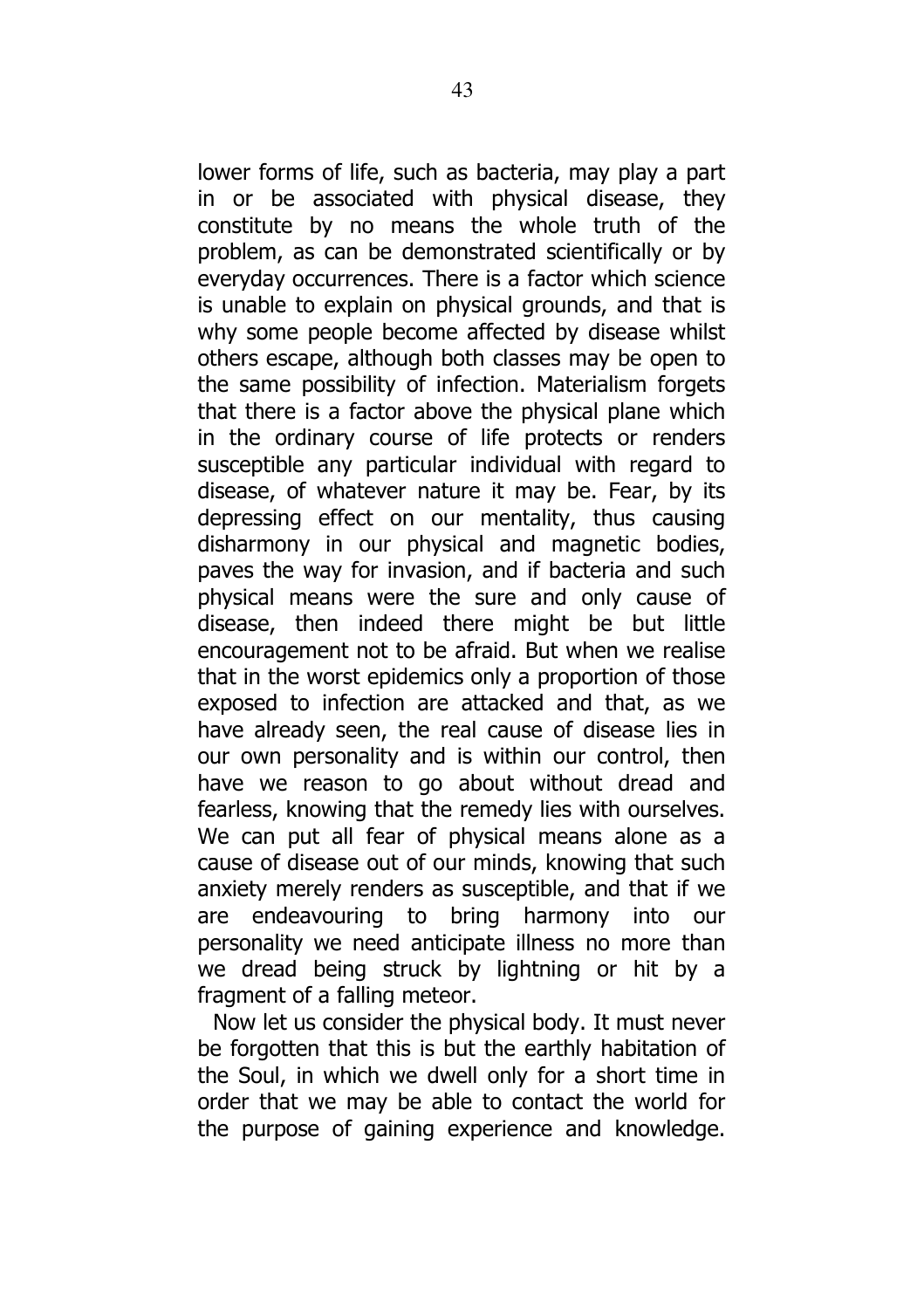lower forms of life, such as bacteria, may play a part in or be associated with physical disease, they constitute by no means the whole truth of the problem, as can be demonstrated scientifically or by everyday occurrences. There is a factor which science is unable to explain on physical grounds, and that is why some people become affected by disease whilst others escape, although both classes may be open to the same possibility of infection. Materialism forgets that there is a factor above the physical plane which in the ordinary course of life protects or renders susceptible any particular individual with regard to disease, of whatever nature it may be. Fear, by its depressing effect on our mentality, thus causing disharmony in our physical and magnetic bodies, paves the way for invasion, and if bacteria and such physical means were the sure and only cause of disease, then indeed there might be but little encouragement not to be afraid. But when we realise that in the worst epidemics only a proportion of those exposed to infection are attacked and that, as we have already seen, the real cause of disease lies in our own personality and is within our control, then have we reason to go about without dread and fearless, knowing that the remedy lies with ourselves. We can put all fear of physical means alone as a cause of disease out of our minds, knowing that such anxiety merely renders as susceptible, and that if we are endeavouring to bring harmony into our personality we need anticipate illness no more than we dread being struck by lightning or hit by a fragment of a falling meteor.

Now let us consider the physical body. It must never be forgotten that this is but the earthly habitation of the Soul, in which we dwell only for a short time in order that we may be able to contact the world for the purpose of gaining experience and knowledge.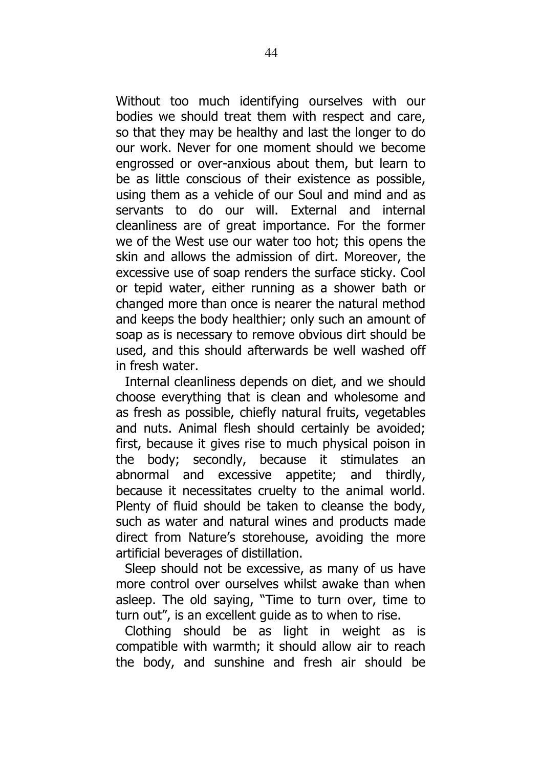Without too much identifying ourselves with our bodies we should treat them with respect and care, so that they may be healthy and last the longer to do our work. Never for one moment should we become engrossed or over-anxious about them, but learn to be as little conscious of their existence as possible, using them as a vehicle of our Soul and mind and as servants to do our will. External and internal cleanliness are of great importance. For the former we of the West use our water too hot; this opens the skin and allows the admission of dirt. Moreover, the excessive use of soap renders the surface sticky. Cool or tepid water, either running as a shower bath or changed more than once is nearer the natural method and keeps the body healthier; only such an amount of soap as is necessary to remove obvious dirt should be used, and this should afterwards be well washed off in fresh water.

Internal cleanliness depends on diet, and we should choose everything that is clean and wholesome and as fresh as possible, chiefly natural fruits, vegetables and nuts. Animal flesh should certainly be avoided; first, because it gives rise to much physical poison in the body; secondly, because it stimulates an abnormal and excessive appetite; and thirdly, because it necessitates cruelty to the animal world. Plenty of fluid should be taken to cleanse the body, such as water and natural wines and products made direct from Nature's storehouse, avoiding the more artificial beverages of distillation.

Sleep should not be excessive, as many of us have more control over ourselves whilst awake than when asleep. The old saying, "Time to turn over, time to turn out", is an excellent guide as to when to rise.

Clothing should be as light in weight as is compatible with warmth; it should allow air to reach the body, and sunshine and fresh air should be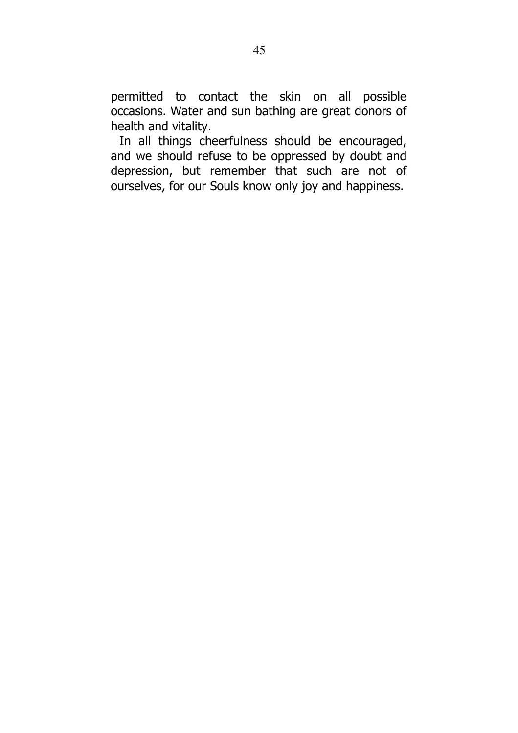permitted to contact the skin on all possible occasions. Water and sun bathing are great donors of health and vitality.

In all things cheerfulness should be encouraged, and we should refuse to be oppressed by doubt and depression, but remember that such are not of ourselves, for our Souls know only joy and happiness.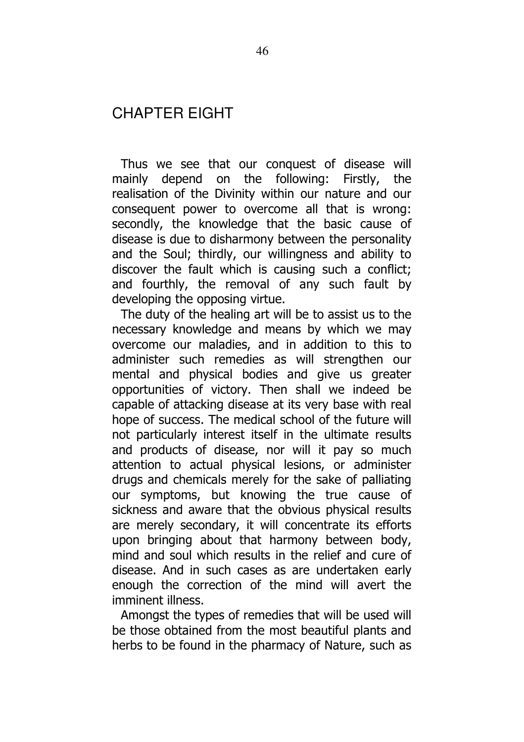# CHAPTER EIGHT

Thus we see that our conquest of disease will mainly depend on the following: Firstly, the realisation of the Divinity within our nature and our consequent power to overcome all that is wrong: secondly, the knowledge that the basic cause of disease is due to disharmony between the personality and the Soul; thirdly, our willingness and ability to discover the fault which is causing such a conflict; and fourthly, the removal of any such fault by developing the opposing virtue.

The duty of the healing art will be to assist us to the necessary knowledge and means by which we may overcome our maladies, and in addition to this to administer such remedies as will strengthen our mental and physical bodies and give us greater opportunities of victory. Then shall we indeed be capable of attacking disease at its very base with real hope of success. The medical school of the future will not particularly interest itself in the ultimate results and products of disease, nor will it pay so much attention to actual physical lesions, or administer drugs and chemicals merely for the sake of palliating our symptoms, but knowing the true cause of sickness and aware that the obvious physical results are merely secondary, it will concentrate its efforts upon bringing about that harmony between body, mind and soul which results in the relief and cure of disease. And in such cases as are undertaken early enough the correction of the mind will avert the imminent illness.

Amongst the types of remedies that will be used will be those obtained from the most beautiful plants and herbs to be found in the pharmacy of Nature, such as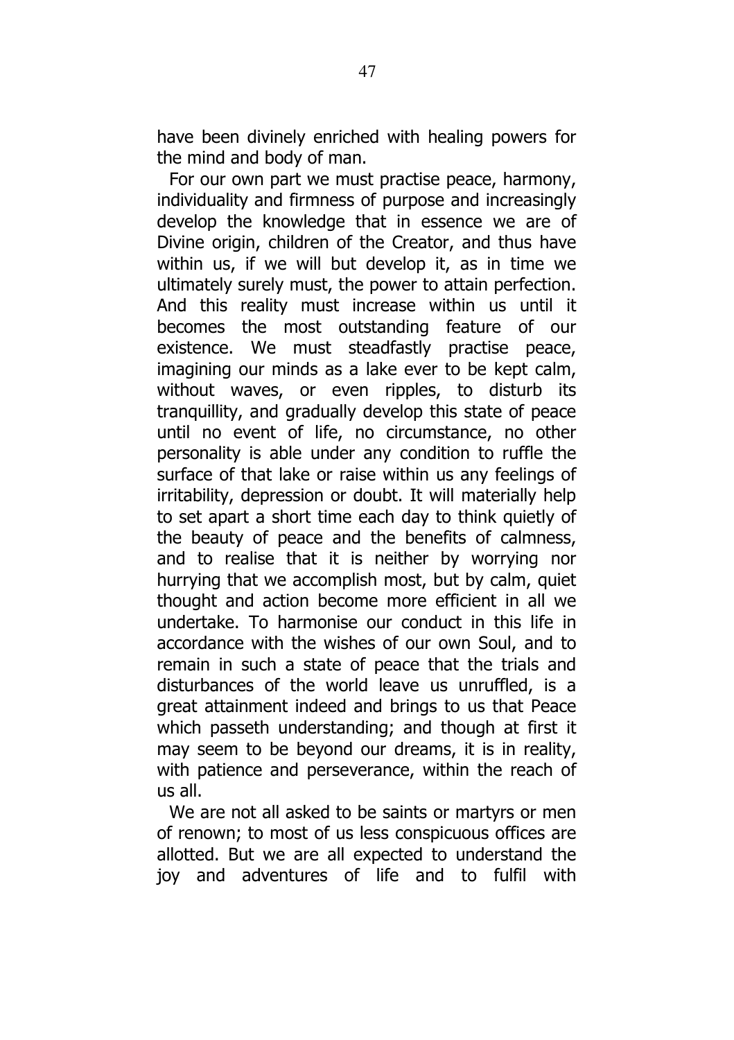have been divinely enriched with healing powers for the mind and body of man.

For our own part we must practise peace, harmony, individuality and firmness of purpose and increasingly develop the knowledge that in essence we are of Divine origin, children of the Creator, and thus have within us, if we will but develop it, as in time we ultimately surely must, the power to attain perfection. And this reality must increase within us until it becomes the most outstanding feature of our existence. We must steadfastly practise peace, imagining our minds as a lake ever to be kept calm, without waves, or even ripples, to disturb its tranquillity, and gradually develop this state of peace until no event of life, no circumstance, no other personality is able under any condition to ruffle the surface of that lake or raise within us any feelings of irritability, depression or doubt. It will materially help to set apart a short time each day to think quietly of the beauty of peace and the benefits of calmness, and to realise that it is neither by worrying nor hurrying that we accomplish most, but by calm, quiet thought and action become more efficient in all we undertake. To harmonise our conduct in this life in accordance with the wishes of our own Soul, and to remain in such a state of peace that the trials and disturbances of the world leave us unruffled, is a great attainment indeed and brings to us that Peace which passeth understanding; and though at first it may seem to be beyond our dreams, it is in reality, with patience and perseverance, within the reach of us all.

We are not all asked to be saints or martyrs or men of renown; to most of us less conspicuous offices are allotted. But we are all expected to understand the joy and adventures of life and to fulfil with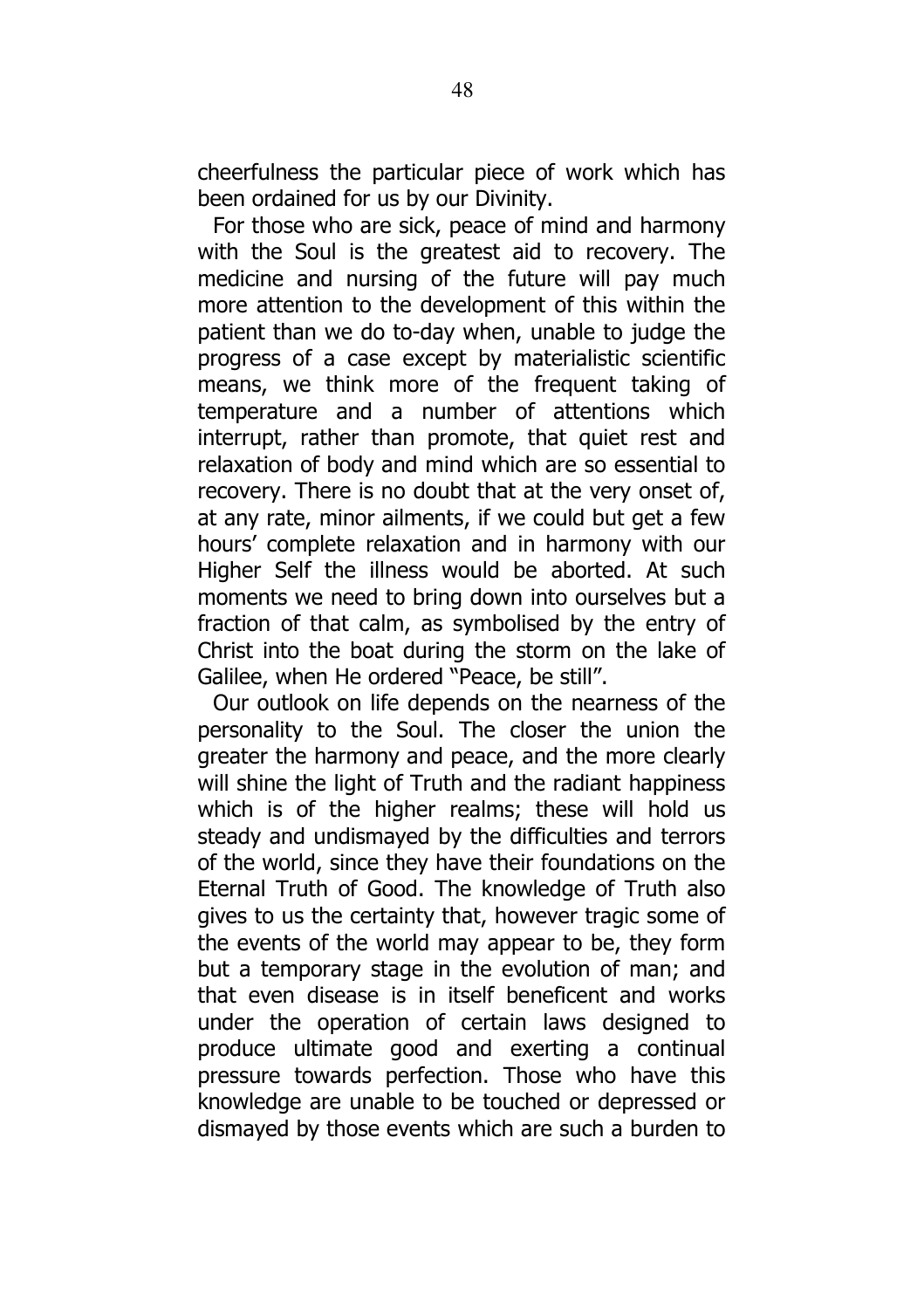cheerfulness the particular piece of work which has been ordained for us by our Divinity.

For those who are sick, peace of mind and harmony with the Soul is the greatest aid to recovery. The medicine and nursing of the future will pay much more attention to the development of this within the patient than we do to-day when, unable to judge the progress of a case except by materialistic scientific means, we think more of the frequent taking of temperature and a number of attentions which interrupt, rather than promote, that quiet rest and relaxation of body and mind which are so essential to recovery. There is no doubt that at the very onset of, at any rate, minor ailments, if we could but get a few hours' complete relaxation and in harmony with our Higher Self the illness would be aborted. At such moments we need to bring down into ourselves but a fraction of that calm, as symbolised by the entry of Christ into the boat during the storm on the lake of Galilee, when He ordered "Peace, be still".

Our outlook on life depends on the nearness of the personality to the Soul. The closer the union the greater the harmony and peace, and the more clearly will shine the light of Truth and the radiant happiness which is of the higher realms; these will hold us steady and undismayed by the difficulties and terrors of the world, since they have their foundations on the Eternal Truth of Good. The knowledge of Truth also gives to us the certainty that, however tragic some of the events of the world may appear to be, they form but a temporary stage in the evolution of man; and that even disease is in itself beneficent and works under the operation of certain laws designed to produce ultimate good and exerting a continual pressure towards perfection. Those who have this knowledge are unable to be touched or depressed or dismayed by those events which are such a burden to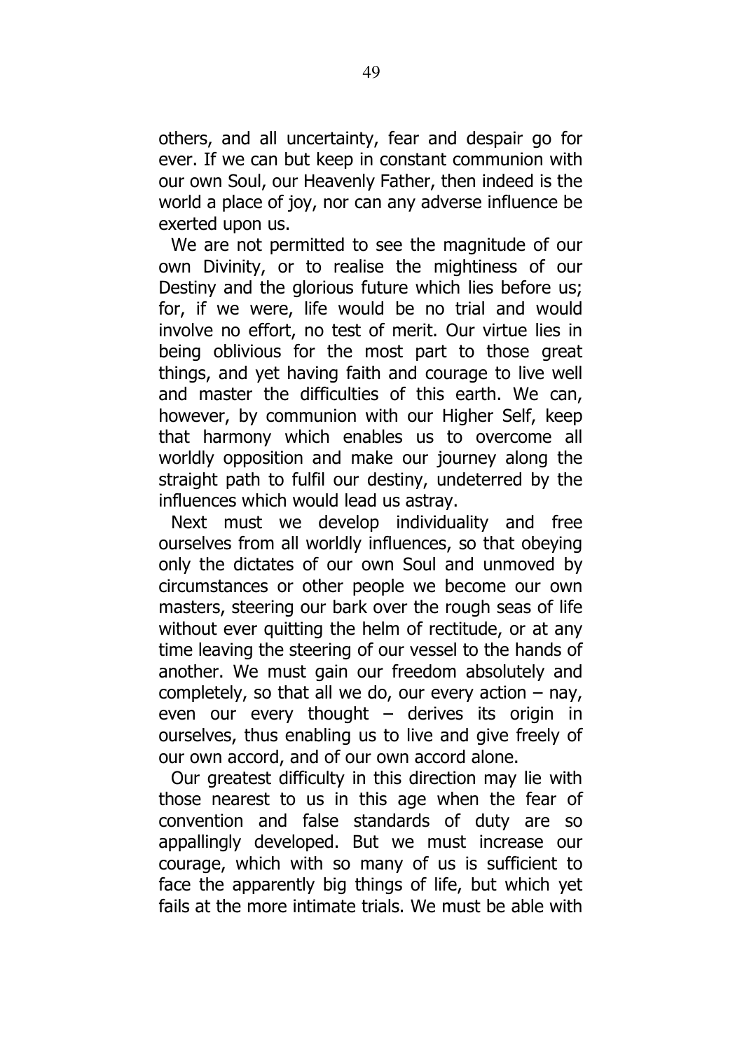others, and all uncertainty, fear and despair go for ever. If we can but keep in constant communion with our own Soul, our Heavenly Father, then indeed is the world a place of joy, nor can any adverse influence be exerted upon us.

We are not permitted to see the magnitude of our own Divinity, or to realise the mightiness of our Destiny and the glorious future which lies before us; for, if we were, life would be no trial and would involve no effort, no test of merit. Our virtue lies in being oblivious for the most part to those great things, and yet having faith and courage to live well and master the difficulties of this earth. We can, however, by communion with our Higher Self, keep that harmony which enables us to overcome all worldly opposition and make our journey along the straight path to fulfil our destiny, undeterred by the influences which would lead us astray.

Next must we develop individuality and free ourselves from all worldly influences, so that obeying only the dictates of our own Soul and unmoved by circumstances or other people we become our own masters, steering our bark over the rough seas of life without ever quitting the helm of rectitude, or at any time leaving the steering of our vessel to the hands of another. We must gain our freedom absolutely and completely, so that all we do, our every action – nay, even our every thought – derives its origin in ourselves, thus enabling us to live and give freely of our own accord, and of our own accord alone.

Our greatest difficulty in this direction may lie with those nearest to us in this age when the fear of convention and false standards of duty are so appallingly developed. But we must increase our courage, which with so many of us is sufficient to face the apparently big things of life, but which yet fails at the more intimate trials. We must be able with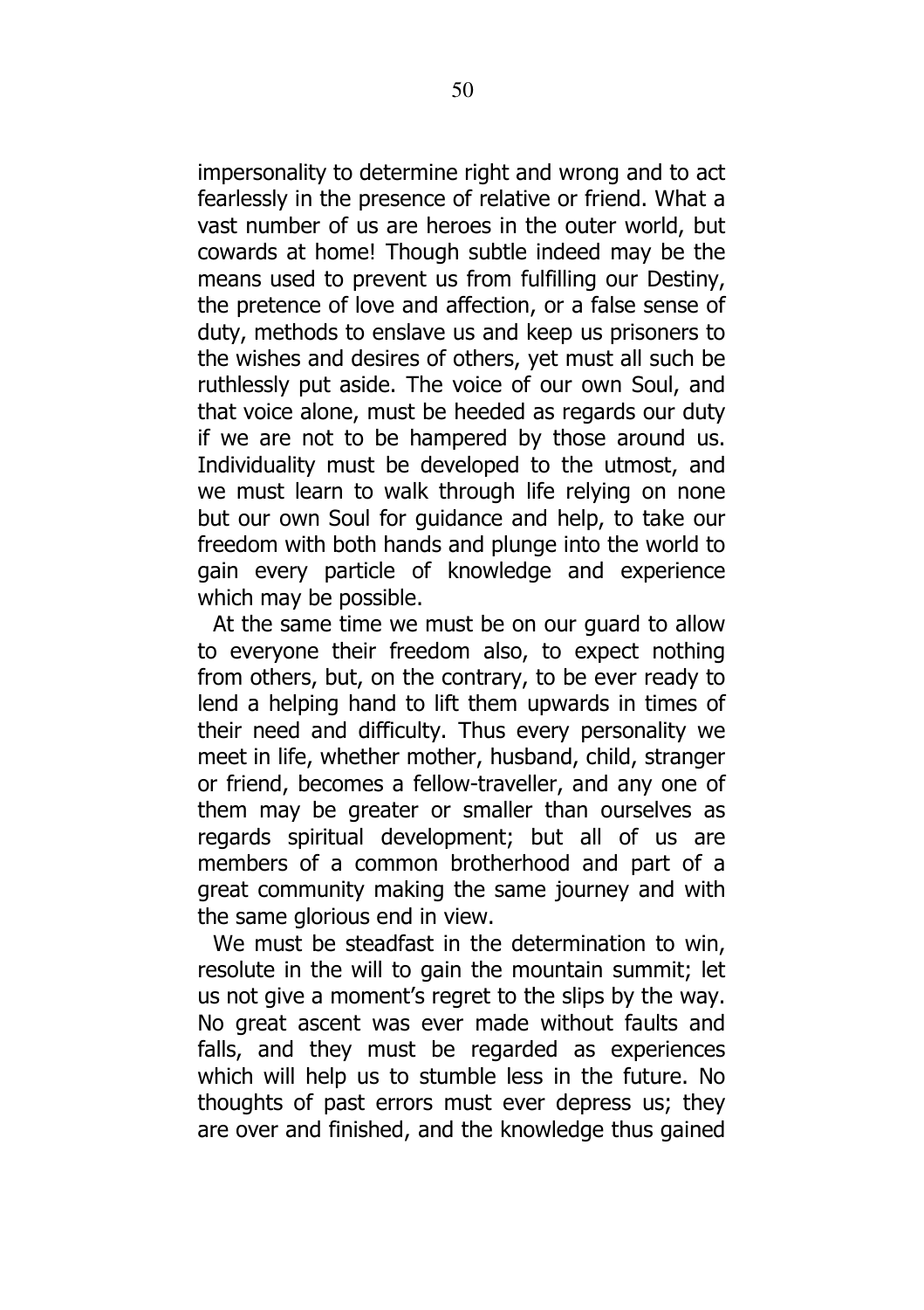impersonality to determine right and wrong and to act fearlessly in the presence of relative or friend. What a vast number of us are heroes in the outer world, but cowards at home! Though subtle indeed may be the means used to prevent us from fulfilling our Destiny, the pretence of love and affection, or a false sense of duty, methods to enslave us and keep us prisoners to the wishes and desires of others, yet must all such be ruthlessly put aside. The voice of our own Soul, and that voice alone, must be heeded as regards our duty if we are not to be hampered by those around us. Individuality must be developed to the utmost, and we must learn to walk through life relying on none but our own Soul for guidance and help, to take our freedom with both hands and plunge into the world to gain every particle of knowledge and experience which may be possible.

At the same time we must be on our guard to allow to everyone their freedom also, to expect nothing from others, but, on the contrary, to be ever ready to lend a helping hand to lift them upwards in times of their need and difficulty. Thus every personality we meet in life, whether mother, husband, child, stranger or friend, becomes a fellow-traveller, and any one of them may be greater or smaller than ourselves as regards spiritual development; but all of us are members of a common brotherhood and part of a great community making the same journey and with the same glorious end in view.

We must be steadfast in the determination to win, resolute in the will to gain the mountain summit; let us not give a moment's regret to the slips by the way. No great ascent was ever made without faults and falls, and they must be regarded as experiences which will help us to stumble less in the future. No thoughts of past errors must ever depress us; they are over and finished, and the knowledge thus gained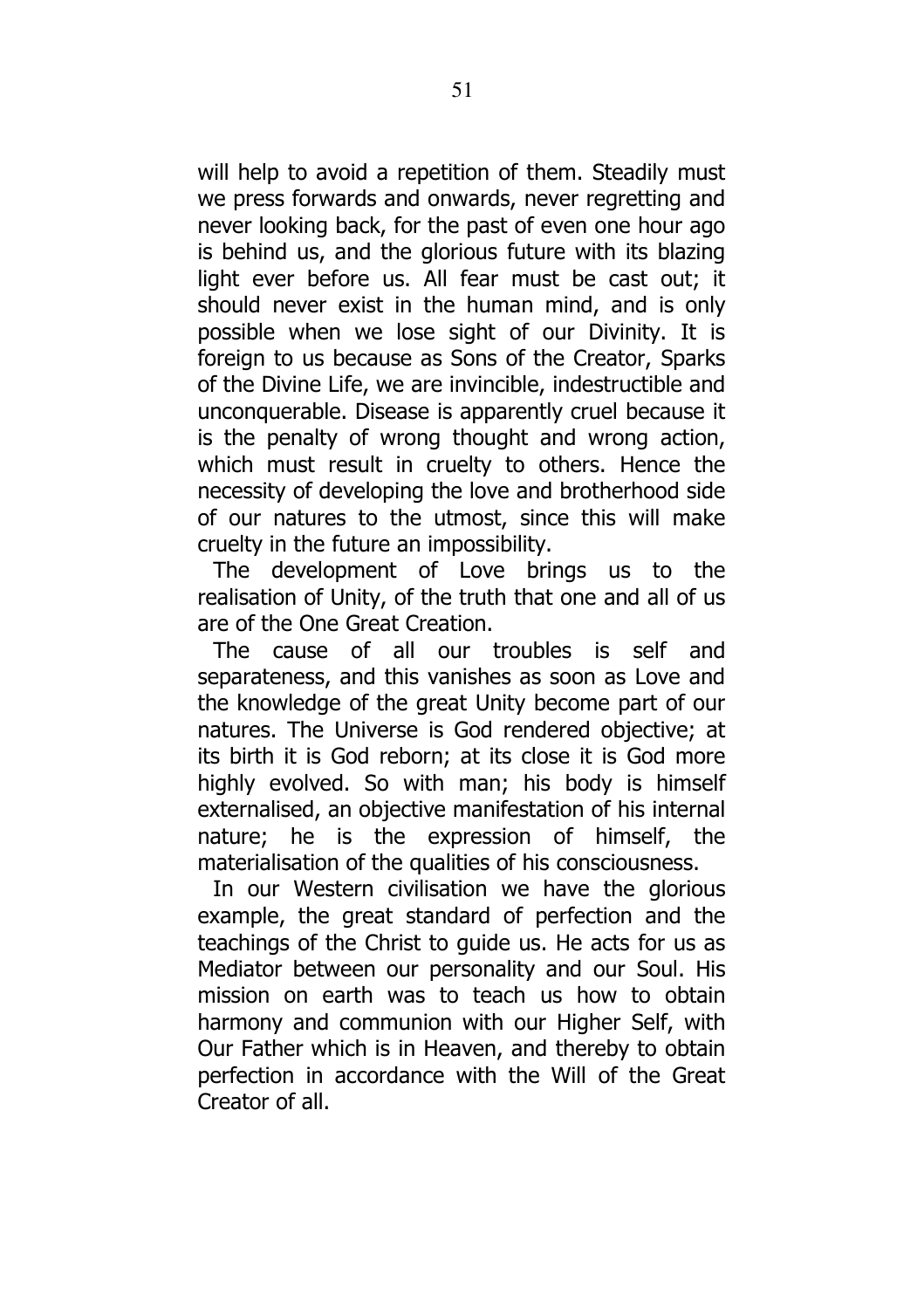will help to avoid a repetition of them. Steadily must we press forwards and onwards, never regretting and never looking back, for the past of even one hour ago is behind us, and the glorious future with its blazing light ever before us. All fear must be cast out; it should never exist in the human mind, and is only possible when we lose sight of our Divinity. It is foreign to us because as Sons of the Creator, Sparks of the Divine Life, we are invincible, indestructible and unconquerable. Disease is apparently cruel because it is the penalty of wrong thought and wrong action, which must result in cruelty to others. Hence the necessity of developing the love and brotherhood side of our natures to the utmost, since this will make cruelty in the future an impossibility.

The development of Love brings us to the realisation of Unity, of the truth that one and all of us are of the One Great Creation.

The cause of all our troubles is self and separateness, and this vanishes as soon as Love and the knowledge of the great Unity become part of our natures. The Universe is God rendered objective; at its birth it is God reborn; at its close it is God more highly evolved. So with man; his body is himself externalised, an objective manifestation of his internal nature; he is the expression of himself, the materialisation of the qualities of his consciousness.

In our Western civilisation we have the glorious example, the great standard of perfection and the teachings of the Christ to guide us. He acts for us as Mediator between our personality and our Soul. His mission on earth was to teach us how to obtain harmony and communion with our Higher Self, with Our Father which is in Heaven, and thereby to obtain perfection in accordance with the Will of the Great Creator of all.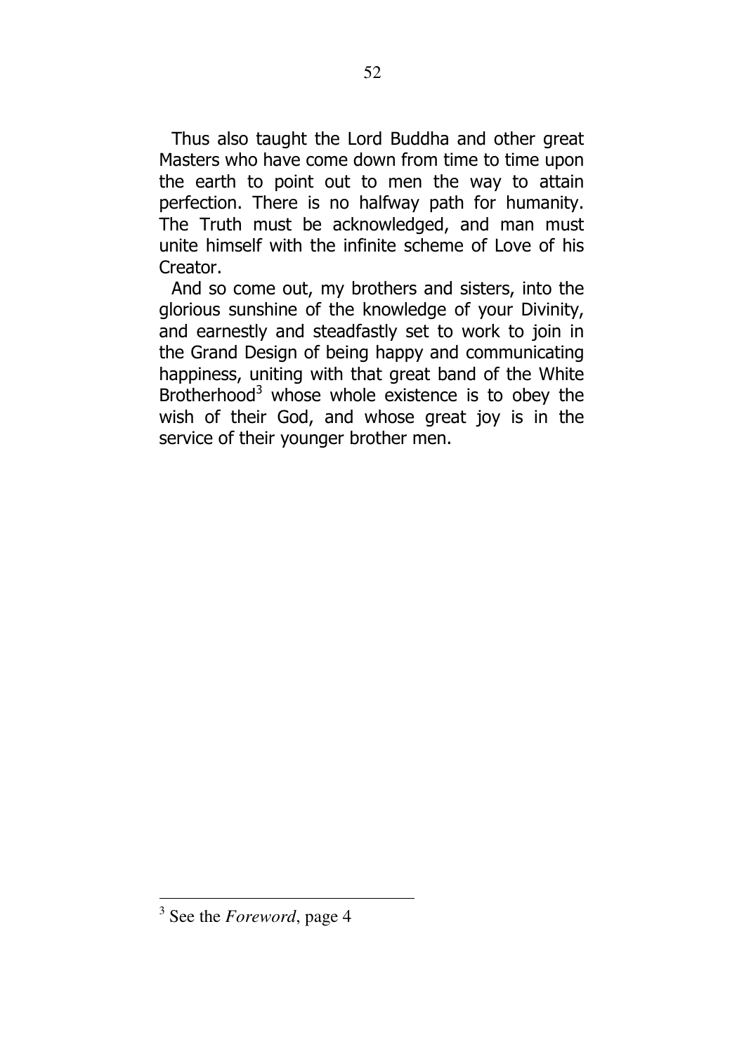Thus also taught the Lord Buddha and other great Masters who have come down from time to time upon the earth to point out to men the way to attain perfection. There is no halfway path for humanity. The Truth must be acknowledged, and man must unite himself with the infinite scheme of Love of his Creator.

And so come out, my brothers and sisters, into the glorious sunshine of the knowledge of your Divinity, and earnestly and steadfastly set to work to join in the Grand Design of being happy and communicating happiness, uniting with that great band of the White Brotherhood[3] whose whole existence is to obey the wish of their God, and whose great joy is in the service of their younger brother men.

---

[3] See the *Foreword*, page 4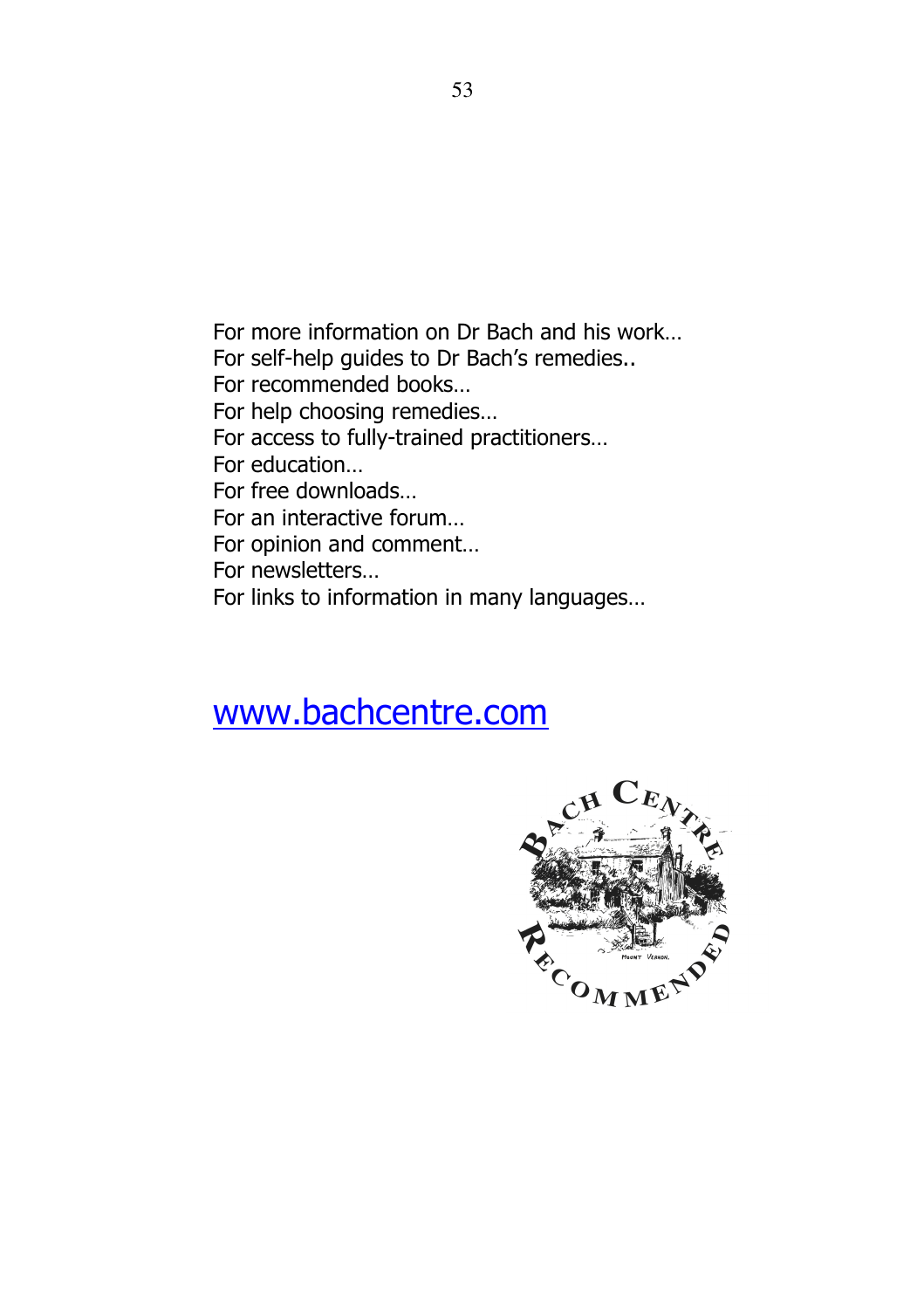For more information on Dr Bach and his work…
For self-help guides to Dr Bach's remedies..
For recommended books…
For help choosing remedies…
For access to fully-trained practitioners…
For education…
For free downloads…
For an interactive forum…
For opinion and comment…
For newsletters…
For links to information in many languages…

www.bachcentre.com